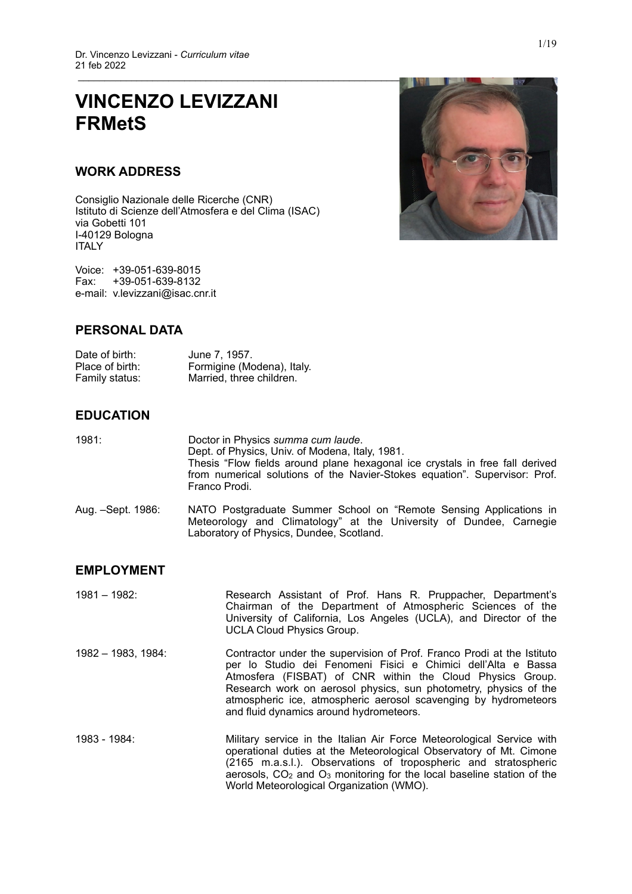# VINCENZO LEVIZZANI
# FRMetS

## WORK ADDRESS

Consiglio Nazionale delle Ricerche (CNR)
Istituto di Scienze dell'Atmosfera e del Clima (ISAC)
via Gobetti 101
I-40129 Bologna
ITALY

Voice: +39-051-639-8015
Fax: +39-051-639-8132
e-mail: v.levizzani@isac.cnr.it

## PERSONAL DATA

| | |
|---|---|
| Date of birth: | June 7, 1957. |
| Place of birth: | Formigine (Modena), Italy. |
| Family status: | Married, three children. |

## EDUCATION

| | |
|---|---|
| 1981: | Doctor in Physics *summa cum laude*. Dept. of Physics, Univ. of Modena, Italy, 1981. Thesis "Flow fields around plane hexagonal ice crystals in free fall derived from numerical solutions of the Navier-Stokes equation". Supervisor: Prof. Franco Prodi. |
| Aug. –Sept. 1986: | NATO Postgraduate Summer School on "Remote Sensing Applications in Meteorology and Climatology" at the University of Dundee, Carnegie Laboratory of Physics, Dundee, Scotland. |

## EMPLOYMENT

| | |
|---|---|
| 1981 – 1982: | Research Assistant of Prof. Hans R. Pruppacher, Department's Chairman of the Department of Atmospheric Sciences of the University of California, Los Angeles (UCLA), and Director of the UCLA Cloud Physics Group. |
| 1982 – 1983, 1984: | Contractor under the supervision of Prof. Franco Prodi at the Istituto per lo Studio dei Fenomeni Fisici e Chimici dell'Alta e Bassa Atmosfera (FISBAT) of CNR within the Cloud Physics Group. Research work on aerosol physics, sun photometry, physics of the atmospheric ice, atmospheric aerosol scavenging by hydrometeors and fluid dynamics around hydrometeors. |
| 1983 - 1984: | Military service in the Italian Air Force Meteorological Service with operational duties at the Meteorological Observatory of Mt. Cimone (2165 m.a.s.l.). Observations of tropospheric and stratospheric aerosols, $CO_2$ and $O_3$ monitoring for the local baseline station of the World Meteorological Organization (WMO). |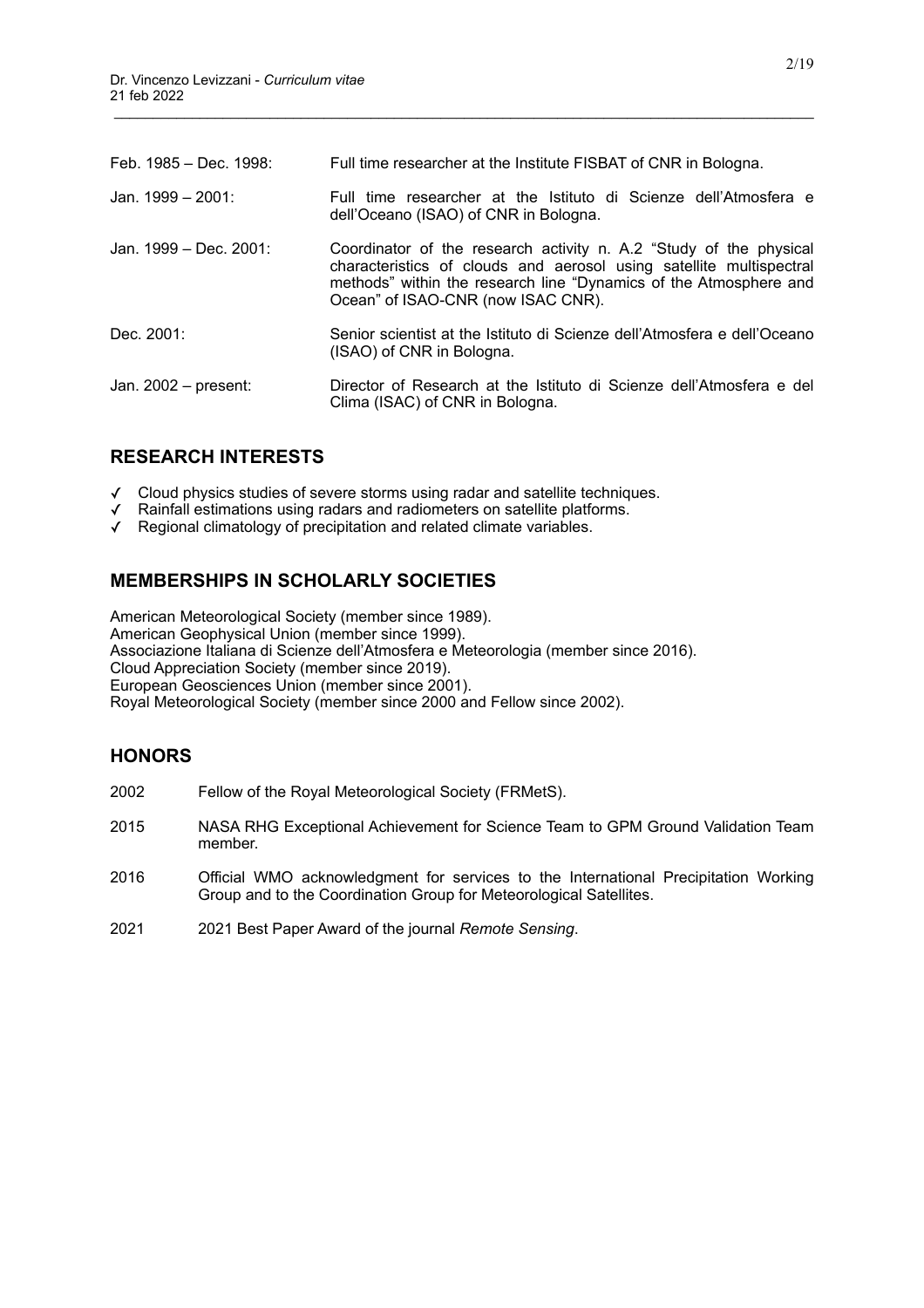Feb. 1985 – Dec. 1998: Full time researcher at the Institute FISBAT of CNR in Bologna.

Jan. 1999 – 2001: Full time researcher at the Istituto di Scienze dell'Atmosfera e dell'Oceano (ISAO) of CNR in Bologna.

Jan. 1999 – Dec. 2001: Coordinator of the research activity n. A.2 "Study of the physical characteristics of clouds and aerosol using satellite multispectral methods" within the research line "Dynamics of the Atmosphere and Ocean" of ISAO-CNR (now ISAC CNR).

Dec. 2001: Senior scientist at the Istituto di Scienze dell'Atmosfera e dell'Oceano (ISAO) of CNR in Bologna.

Jan. 2002 – present: Director of Research at the Istituto di Scienze dell'Atmosfera e del Clima (ISAC) of CNR in Bologna.

## RESEARCH INTERESTS

- ✓ Cloud physics studies of severe storms using radar and satellite techniques.
- ✓ Rainfall estimations using radars and radiometers on satellite platforms.
- ✓ Regional climatology of precipitation and related climate variables.

## MEMBERSHIPS IN SCHOLARLY SOCIETIES

American Meteorological Society (member since 1989).
American Geophysical Union (member since 1999).
Associazione Italiana di Scienze dell'Atmosfera e Meteorologia (member since 2016).
Cloud Appreciation Society (member since 2019).
European Geosciences Union (member since 2001).
Royal Meteorological Society (member since 2000 and Fellow since 2002).

## HONORS

2002 Fellow of the Royal Meteorological Society (FRMetS).

2015 NASA RHG Exceptional Achievement for Science Team to GPM Ground Validation Team member.

2016 Official WMO acknowledgment for services to the International Precipitation Working Group and to the Coordination Group for Meteorological Satellites.

2021 2021 Best Paper Award of the journal *Remote Sensing*.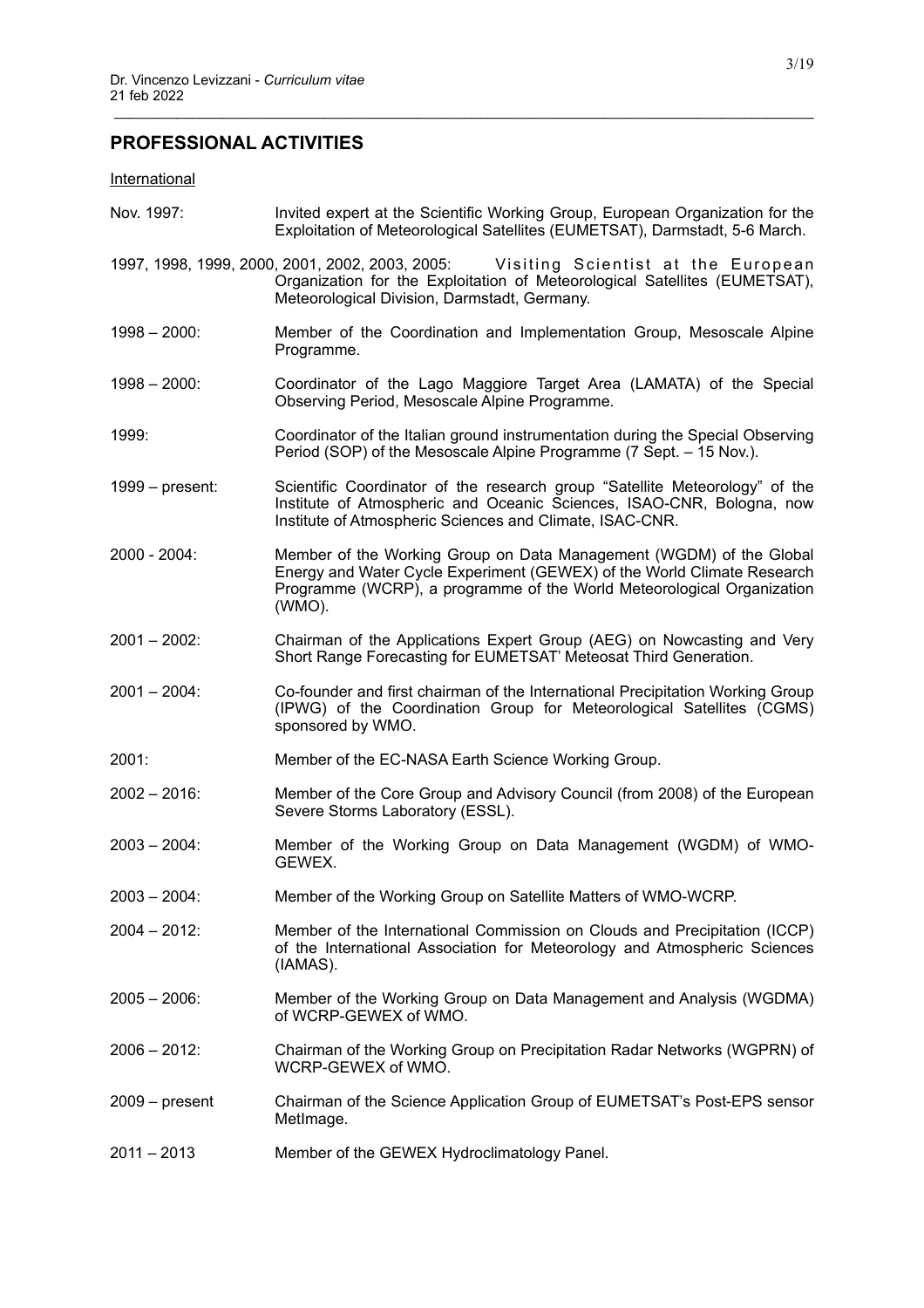## PROFESSIONAL ACTIVITIES

International

Nov. 1997: Invited expert at the Scientific Working Group, European Organization for the Exploitation of Meteorological Satellites (EUMETSAT), Darmstadt, 5-6 March.

1997, 1998, 1999, 2000, 2001, 2002, 2003, 2005: Visiting Scientist at the European Organization for the Exploitation of Meteorological Satellites (EUMETSAT), Meteorological Division, Darmstadt, Germany.

1998 – 2000: Member of the Coordination and Implementation Group, Mesoscale Alpine Programme.

1998 – 2000: Coordinator of the Lago Maggiore Target Area (LAMATA) of the Special Observing Period, Mesoscale Alpine Programme.

1999: Coordinator of the Italian ground instrumentation during the Special Observing Period (SOP) of the Mesoscale Alpine Programme (7 Sept. – 15 Nov.).

1999 – present: Scientific Coordinator of the research group "Satellite Meteorology" of the Institute of Atmospheric and Oceanic Sciences, ISAO-CNR, Bologna, now Institute of Atmospheric Sciences and Climate, ISAC-CNR.

2000 - 2004: Member of the Working Group on Data Management (WGDM) of the Global Energy and Water Cycle Experiment (GEWEX) of the World Climate Research Programme (WCRP), a programme of the World Meteorological Organization (WMO).

2001 – 2002: Chairman of the Applications Expert Group (AEG) on Nowcasting and Very Short Range Forecasting for EUMETSAT' Meteosat Third Generation.

2001 – 2004: Co-founder and first chairman of the International Precipitation Working Group (IPWG) of the Coordination Group for Meteorological Satellites (CGMS) sponsored by WMO.

2001: Member of the EC-NASA Earth Science Working Group.

2002 – 2016: Member of the Core Group and Advisory Council (from 2008) of the European Severe Storms Laboratory (ESSL).

2003 – 2004: Member of the Working Group on Data Management (WGDM) of WMO-GEWEX.

2003 – 2004: Member of the Working Group on Satellite Matters of WMO-WCRP.

2004 – 2012: Member of the International Commission on Clouds and Precipitation (ICCP) of the International Association for Meteorology and Atmospheric Sciences (IAMAS).

2005 – 2006: Member of the Working Group on Data Management and Analysis (WGDMA) of WCRP-GEWEX of WMO.

2006 – 2012: Chairman of the Working Group on Precipitation Radar Networks (WGPRN) of WCRP-GEWEX of WMO.

2009 – present Chairman of the Science Application Group of EUMETSAT's Post-EPS sensor MetImage.

2011 – 2013 Member of the GEWEX Hydroclimatology Panel.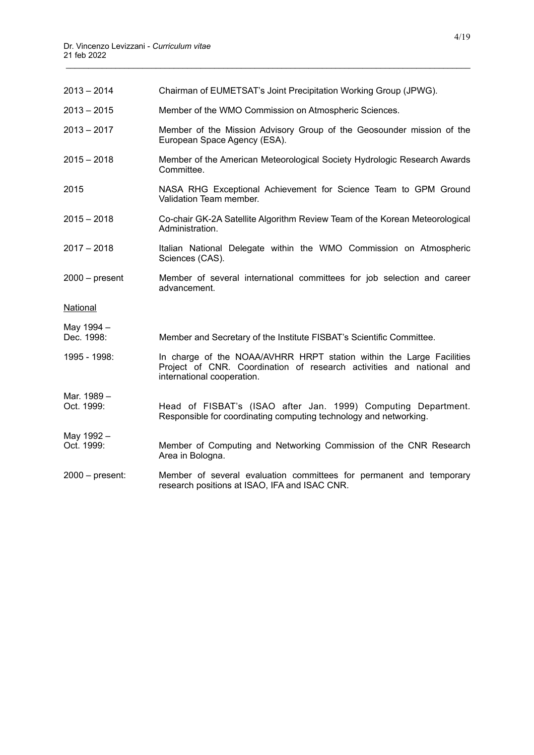| | |
|---|---|
| 2013 – 2014 | Chairman of EUMETSAT's Joint Precipitation Working Group (JPWG). |
| 2013 – 2015 | Member of the WMO Commission on Atmospheric Sciences. |
| 2013 – 2017 | Member of the Mission Advisory Group of the Geosounder mission of the European Space Agency (ESA). |
| 2015 – 2018 | Member of the American Meteorological Society Hydrologic Research Awards Committee. |
| 2015 | NASA RHG Exceptional Achievement for Science Team to GPM Ground Validation Team member. |
| 2015 – 2018 | Co-chair GK-2A Satellite Algorithm Review Team of the Korean Meteorological Administration. |
| 2017 – 2018 | Italian National Delegate within the WMO Commission on Atmospheric Sciences (CAS). |
| 2000 – present | Member of several international committees for job selection and career advancement. |

<u>National</u>

| | |
|---|---|
| May 1994 – Dec. 1998: | Member and Secretary of the Institute FISBAT's Scientific Committee. |
| 1995 - 1998: | In charge of the NOAA/AVHRR HRPT station within the Large Facilities Project of CNR. Coordination of research activities and national and international cooperation. |
| Mar. 1989 – Oct. 1999: | Head of FISBAT's (ISAO after Jan. 1999) Computing Department. Responsible for coordinating computing technology and networking. |
| May 1992 – Oct. 1999: | Member of Computing and Networking Commission of the CNR Research Area in Bologna. |
| 2000 – present: | Member of several evaluation committees for permanent and temporary research positions at ISAO, IFA and ISAC CNR. |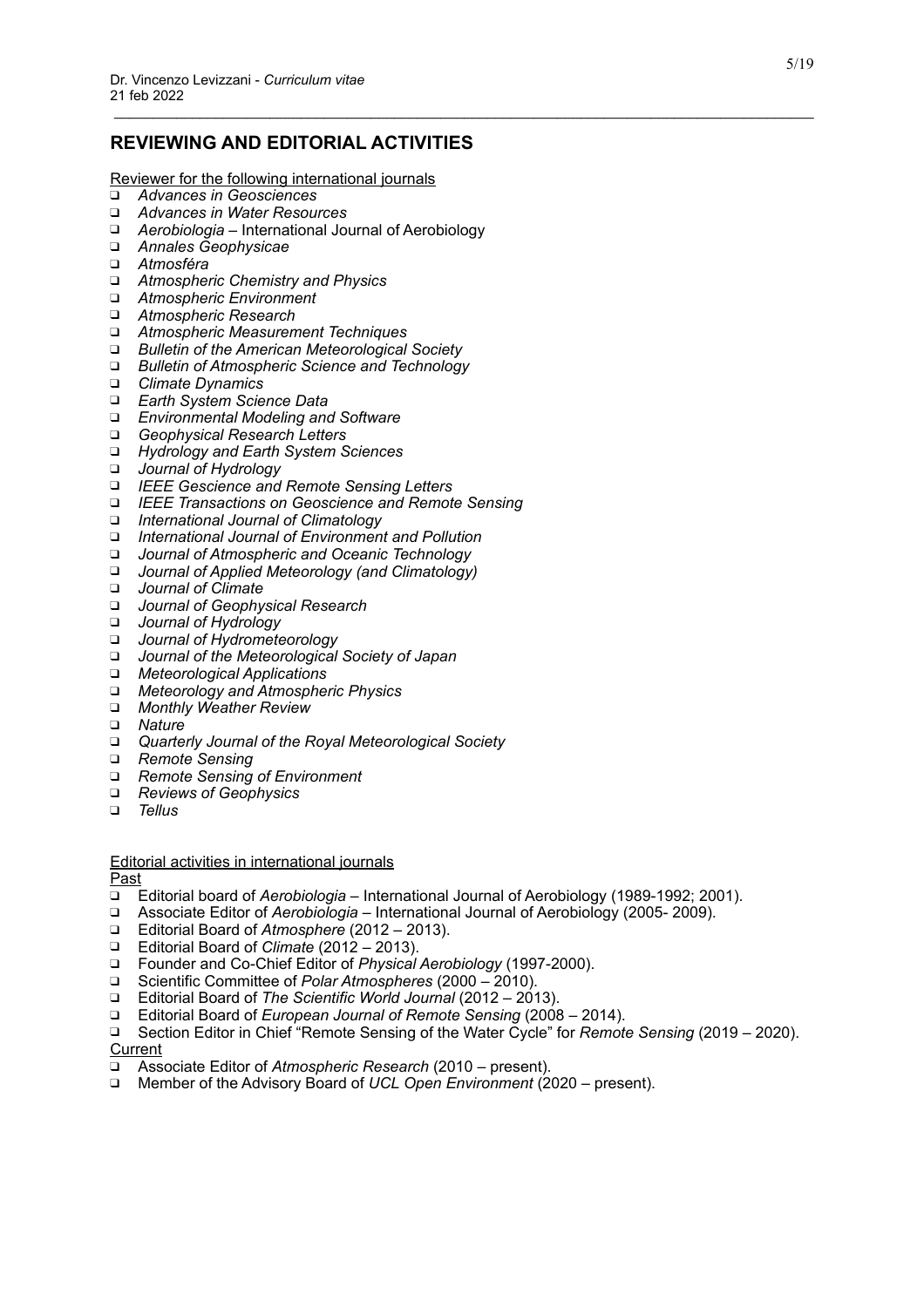## REVIEWING AND EDITORIAL ACTIVITIES

Reviewer for the following international journals

- *Advances in Geosciences*
- *Advances in Water Resources*
- *Aerobiologia* – International Journal of Aerobiology
- *Annales Geophysicae*
- *Atmosféra*
- *Atmospheric Chemistry and Physics*
- *Atmospheric Environment*
- *Atmospheric Research*
- *Atmospheric Measurement Techniques*
- *Bulletin of the American Meteorological Society*
- *Bulletin of Atmospheric Science and Technology*
- *Climate Dynamics*
- *Earth System Science Data*
- *Environmental Modeling and Software*
- *Geophysical Research Letters*
- *Hydrology and Earth System Sciences*
- *Journal of Hydrology*
- *IEEE Gescience and Remote Sensing Letters*
- *IEEE Transactions on Geoscience and Remote Sensing*
- *International Journal of Climatology*
- *International Journal of Environment and Pollution*
- *Journal of Atmospheric and Oceanic Technology*
- *Journal of Applied Meteorology (and Climatology)*
- *Journal of Climate*
- *Journal of Geophysical Research*
- *Journal of Hydrology*
- *Journal of Hydrometeorology*
- *Journal of the Meteorological Society of Japan*
- *Meteorological Applications*
- *Meteorology and Atmospheric Physics*
- *Monthly Weather Review*
- *Nature*
- *Quarterly Journal of the Royal Meteorological Society*
- *Remote Sensing*
- *Remote Sensing of Environment*
- *Reviews of Geophysics*
- *Tellus*

Editorial activities in international journals

Past

- Editorial board of *Aerobiologia* – International Journal of Aerobiology (1989-1992; 2001).
- Associate Editor of *Aerobiologia* – International Journal of Aerobiology (2005- 2009).
- Editorial Board of *Atmosphere* (2012 – 2013).
- Editorial Board of *Climate* (2012 – 2013).
- Founder and Co-Chief Editor of *Physical Aerobiology* (1997-2000).
- Scientific Committee of *Polar Atmospheres* (2000 – 2010).
- Editorial Board of *The Scientific World Journal* (2012 – 2013).
- Editorial Board of *European Journal of Remote Sensing* (2008 – 2014).
- Section Editor in Chief "Remote Sensing of the Water Cycle" for *Remote Sensing* (2019 – 2020).

Current

- Associate Editor of *Atmospheric Research* (2010 – present).
- Member of the Advisory Board of *UCL Open Environment* (2020 – present).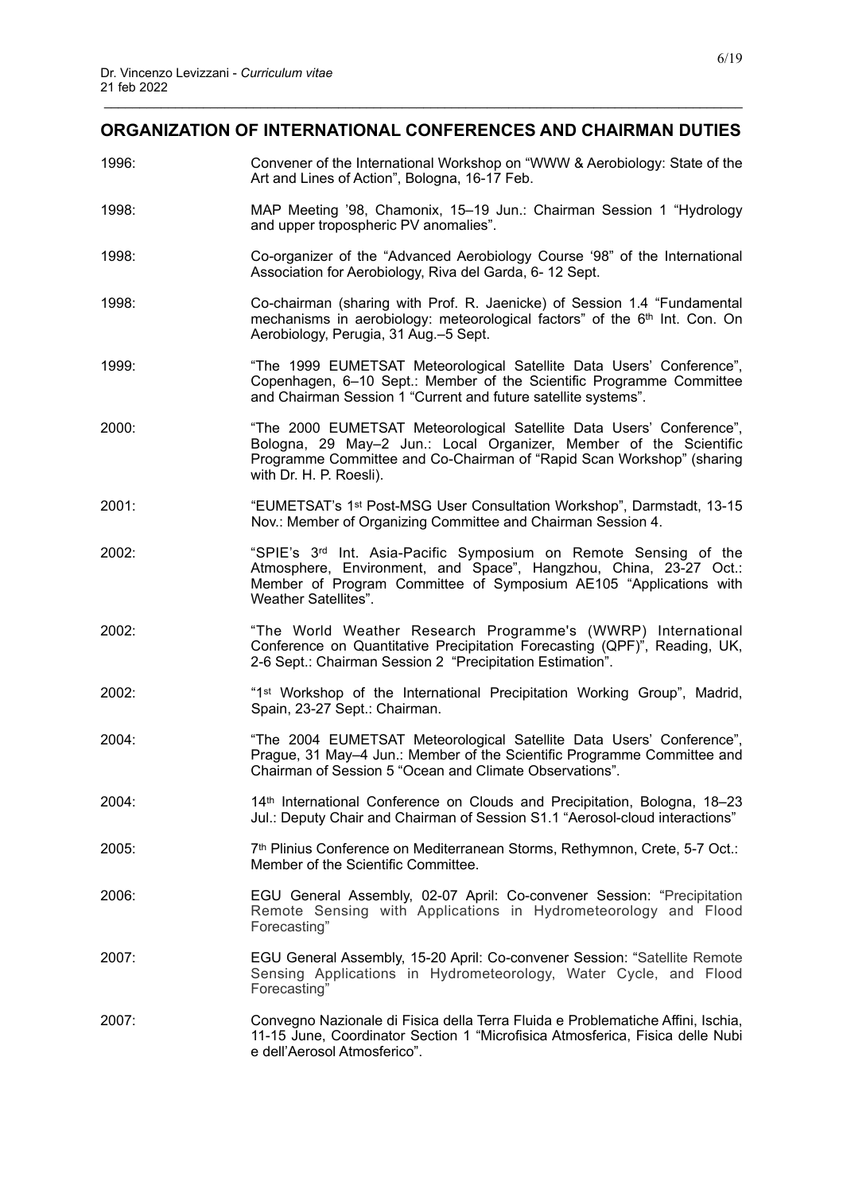## ORGANIZATION OF INTERNATIONAL CONFERENCES AND CHAIRMAN DUTIES

1996: Convener of the International Workshop on "WWW & Aerobiology: State of the Art and Lines of Action", Bologna, 16-17 Feb.

1998: MAP Meeting '98, Chamonix, 15–19 Jun.: Chairman Session 1 "Hydrology and upper tropospheric PV anomalies".

1998: Co-organizer of the "Advanced Aerobiology Course '98" of the International Association for Aerobiology, Riva del Garda, 6- 12 Sept.

1998: Co-chairman (sharing with Prof. R. Jaenicke) of Session 1.4 "Fundamental mechanisms in aerobiology: meteorological factors" of the 6th Int. Con. On Aerobiology, Perugia, 31 Aug.–5 Sept.

1999: "The 1999 EUMETSAT Meteorological Satellite Data Users' Conference", Copenhagen, 6–10 Sept.: Member of the Scientific Programme Committee and Chairman Session 1 "Current and future satellite systems".

2000: "The 2000 EUMETSAT Meteorological Satellite Data Users' Conference", Bologna, 29 May–2 Jun.: Local Organizer, Member of the Scientific Programme Committee and Co-Chairman of "Rapid Scan Workshop" (sharing with Dr. H. P. Roesli).

2001: "EUMETSAT's 1st Post-MSG User Consultation Workshop", Darmstadt, 13-15 Nov.: Member of Organizing Committee and Chairman Session 4.

2002: "SPIE's 3rd Int. Asia-Pacific Symposium on Remote Sensing of the Atmosphere, Environment, and Space", Hangzhou, China, 23-27 Oct.: Member of Program Committee of Symposium AE105 "Applications with Weather Satellites".

2002: "The World Weather Research Programme's (WWRP) International Conference on Quantitative Precipitation Forecasting (QPF)", Reading, UK, 2-6 Sept.: Chairman Session 2 "Precipitation Estimation".

2002: "1st Workshop of the International Precipitation Working Group", Madrid, Spain, 23-27 Sept.: Chairman.

2004: "The 2004 EUMETSAT Meteorological Satellite Data Users' Conference", Prague, 31 May–4 Jun.: Member of the Scientific Programme Committee and Chairman of Session 5 "Ocean and Climate Observations".

2004: 14th International Conference on Clouds and Precipitation, Bologna, 18–23 Jul.: Deputy Chair and Chairman of Session S1.1 "Aerosol-cloud interactions"

2005: 7th Plinius Conference on Mediterranean Storms, Rethymnon, Crete, 5-7 Oct.: Member of the Scientific Committee.

2006: EGU General Assembly, 02-07 April: Co-convener Session: "Precipitation Remote Sensing with Applications in Hydrometeorology and Flood Forecasting"

2007: EGU General Assembly, 15-20 April: Co-convener Session: "Satellite Remote Sensing Applications in Hydrometeorology, Water Cycle, and Flood Forecasting"

2007: Convegno Nazionale di Fisica della Terra Fluida e Problematiche Affini, Ischia, 11-15 June, Coordinator Section 1 "Microfisica Atmosferica, Fisica delle Nubi e dell'Aerosol Atmosferico".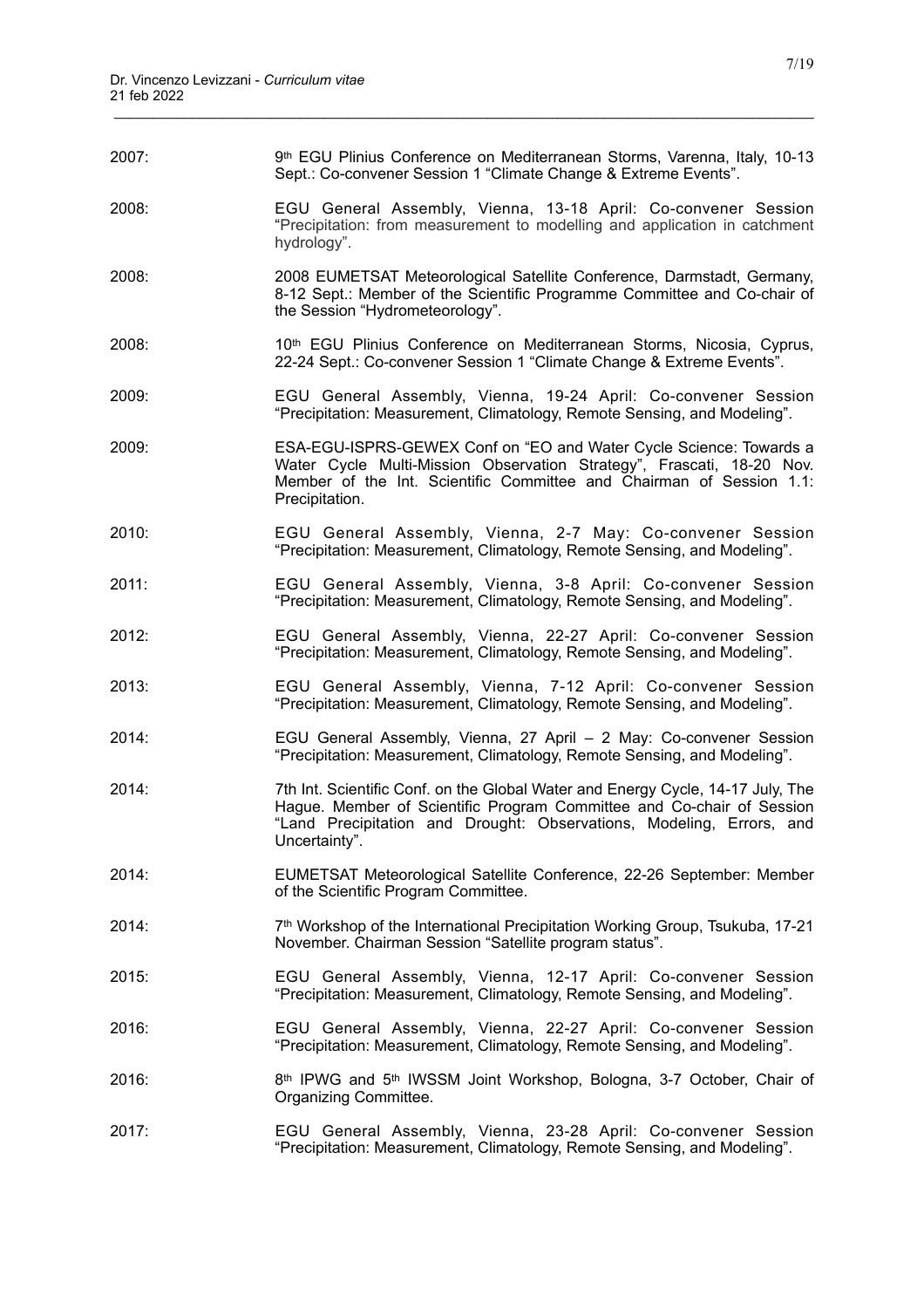| | |
|---|---|
| 2007: | 9th EGU Plinius Conference on Mediterranean Storms, Varenna, Italy, 10-13 Sept.: Co-convener Session 1 "Climate Change & Extreme Events". |
| 2008: | EGU General Assembly, Vienna, 13-18 April: Co-convener Session "Precipitation: from measurement to modelling and application in catchment hydrology". |
| 2008: | 2008 EUMETSAT Meteorological Satellite Conference, Darmstadt, Germany, 8-12 Sept.: Member of the Scientific Programme Committee and Co-chair of the Session "Hydrometeorology". |
| 2008: | 10th EGU Plinius Conference on Mediterranean Storms, Nicosia, Cyprus, 22-24 Sept.: Co-convener Session 1 "Climate Change & Extreme Events". |
| 2009: | EGU General Assembly, Vienna, 19-24 April: Co-convener Session "Precipitation: Measurement, Climatology, Remote Sensing, and Modeling". |
| 2009: | ESA-EGU-ISPRS-GEWEX Conf on "EO and Water Cycle Science: Towards a Water Cycle Multi-Mission Observation Strategy", Frascati, 18-20 Nov. Member of the Int. Scientific Committee and Chairman of Session 1.1: Precipitation. |
| 2010: | EGU General Assembly, Vienna, 2-7 May: Co-convener Session "Precipitation: Measurement, Climatology, Remote Sensing, and Modeling". |
| 2011: | EGU General Assembly, Vienna, 3-8 April: Co-convener Session "Precipitation: Measurement, Climatology, Remote Sensing, and Modeling". |
| 2012: | EGU General Assembly, Vienna, 22-27 April: Co-convener Session "Precipitation: Measurement, Climatology, Remote Sensing, and Modeling". |
| 2013: | EGU General Assembly, Vienna, 7-12 April: Co-convener Session "Precipitation: Measurement, Climatology, Remote Sensing, and Modeling". |
| 2014: | EGU General Assembly, Vienna, 27 April – 2 May: Co-convener Session "Precipitation: Measurement, Climatology, Remote Sensing, and Modeling". |
| 2014: | 7th Int. Scientific Conf. on the Global Water and Energy Cycle, 14-17 July, The Hague. Member of Scientific Program Committee and Co-chair of Session "Land Precipitation and Drought: Observations, Modeling, Errors, and Uncertainty". |
| 2014: | EUMETSAT Meteorological Satellite Conference, 22-26 September: Member of the Scientific Program Committee. |
| 2014: | 7th Workshop of the International Precipitation Working Group, Tsukuba, 17-21 November. Chairman Session "Satellite program status". |
| 2015: | EGU General Assembly, Vienna, 12-17 April: Co-convener Session "Precipitation: Measurement, Climatology, Remote Sensing, and Modeling". |
| 2016: | EGU General Assembly, Vienna, 22-27 April: Co-convener Session "Precipitation: Measurement, Climatology, Remote Sensing, and Modeling". |
| 2016: | 8th IPWG and 5th IWSSM Joint Workshop, Bologna, 3-7 October, Chair of Organizing Committee. |
| 2017: | EGU General Assembly, Vienna, 23-28 April: Co-convener Session "Precipitation: Measurement, Climatology, Remote Sensing, and Modeling". |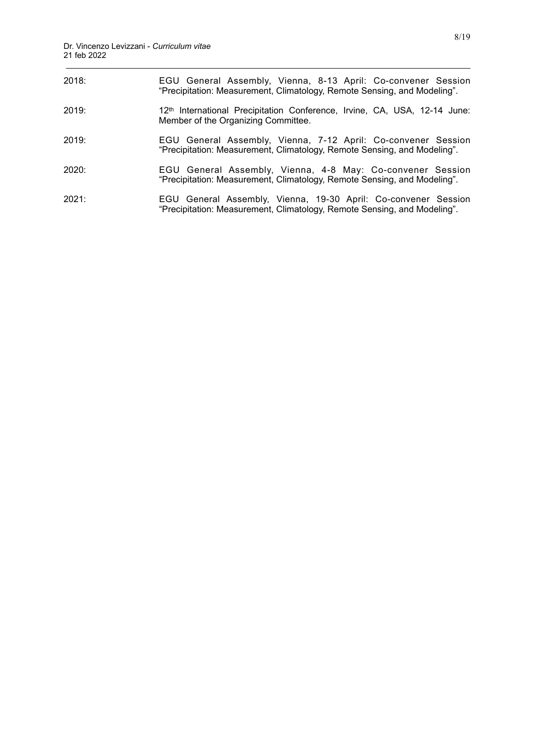2018: EGU General Assembly, Vienna, 8-13 April: Co-convener Session "Precipitation: Measurement, Climatology, Remote Sensing, and Modeling".

2019: 12th International Precipitation Conference, Irvine, CA, USA, 12-14 June: Member of the Organizing Committee.

2019: EGU General Assembly, Vienna, 7-12 April: Co-convener Session "Precipitation: Measurement, Climatology, Remote Sensing, and Modeling".

2020: EGU General Assembly, Vienna, 4-8 May: Co-convener Session "Precipitation: Measurement, Climatology, Remote Sensing, and Modeling".

2021: EGU General Assembly, Vienna, 19-30 April: Co-convener Session "Precipitation: Measurement, Climatology, Remote Sensing, and Modeling".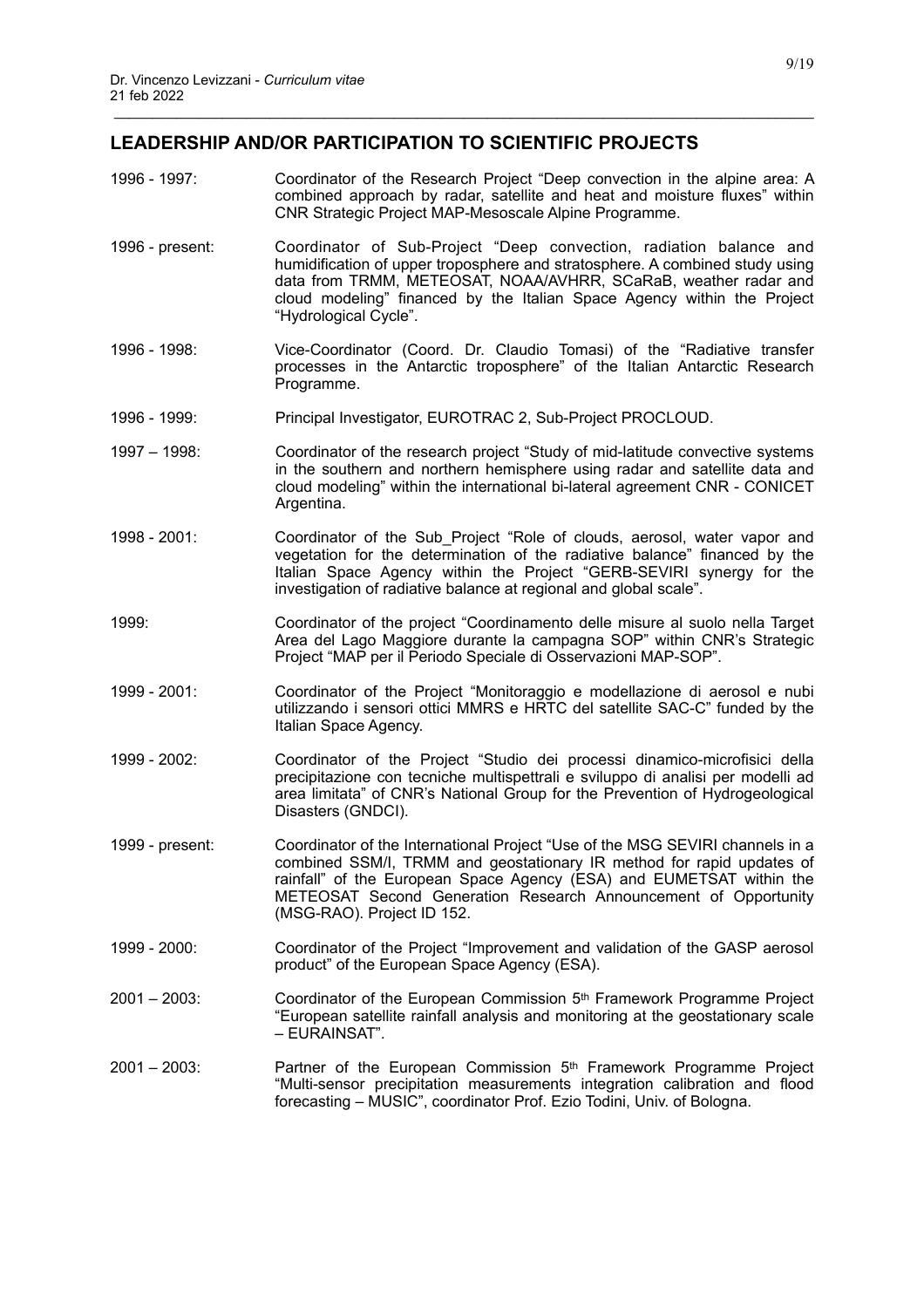## LEADERSHIP AND/OR PARTICIPATION TO SCIENTIFIC PROJECTS

1996 - 1997: Coordinator of the Research Project "Deep convection in the alpine area: A combined approach by radar, satellite and heat and moisture fluxes" within CNR Strategic Project MAP-Mesoscale Alpine Programme.

1996 - present: Coordinator of Sub-Project "Deep convection, radiation balance and humidification of upper troposphere and stratosphere. A combined study using data from TRMM, METEOSAT, NOAA/AVHRR, SCaRaB, weather radar and cloud modeling" financed by the Italian Space Agency within the Project "Hydrological Cycle".

1996 - 1998: Vice-Coordinator (Coord. Dr. Claudio Tomasi) of the "Radiative transfer processes in the Antarctic troposphere" of the Italian Antarctic Research Programme.

1996 - 1999: Principal Investigator, EUROTRAC 2, Sub-Project PROCLOUD.

1997 – 1998: Coordinator of the research project "Study of mid-latitude convective systems in the southern and northern hemisphere using radar and satellite data and cloud modeling" within the international bi-lateral agreement CNR - CONICET Argentina.

1998 - 2001: Coordinator of the Sub_Project "Role of clouds, aerosol, water vapor and vegetation for the determination of the radiative balance" financed by the Italian Space Agency within the Project "GERB-SEVIRI synergy for the investigation of radiative balance at regional and global scale".

1999: Coordinator of the project "Coordinamento delle misure al suolo nella Target Area del Lago Maggiore durante la campagna SOP" within CNR's Strategic Project "MAP per il Periodo Speciale di Osservazioni MAP-SOP".

1999 - 2001: Coordinator of the Project "Monitoraggio e modellazione di aerosol e nubi utilizzando i sensori ottici MMRS e HRTC del satellite SAC-C" funded by the Italian Space Agency.

1999 - 2002: Coordinator of the Project "Studio dei processi dinamico-microfisici della precipitazione con tecniche multispettrali e sviluppo di analisi per modelli ad area limitata" of CNR's National Group for the Prevention of Hydrogeological Disasters (GNDCI).

1999 - present: Coordinator of the International Project "Use of the MSG SEVIRI channels in a combined SSM/I, TRMM and geostationary IR method for rapid updates of rainfall" of the European Space Agency (ESA) and EUMETSAT within the METEOSAT Second Generation Research Announcement of Opportunity (MSG-RAO). Project ID 152.

1999 - 2000: Coordinator of the Project "Improvement and validation of the GASP aerosol product" of the European Space Agency (ESA).

2001 – 2003: Coordinator of the European Commission 5th Framework Programme Project "European satellite rainfall analysis and monitoring at the geostationary scale – EURAINSAT".

2001 – 2003: Partner of the European Commission 5th Framework Programme Project "Multi-sensor precipitation measurements integration calibration and flood forecasting – MUSIC", coordinator Prof. Ezio Todini, Univ. of Bologna.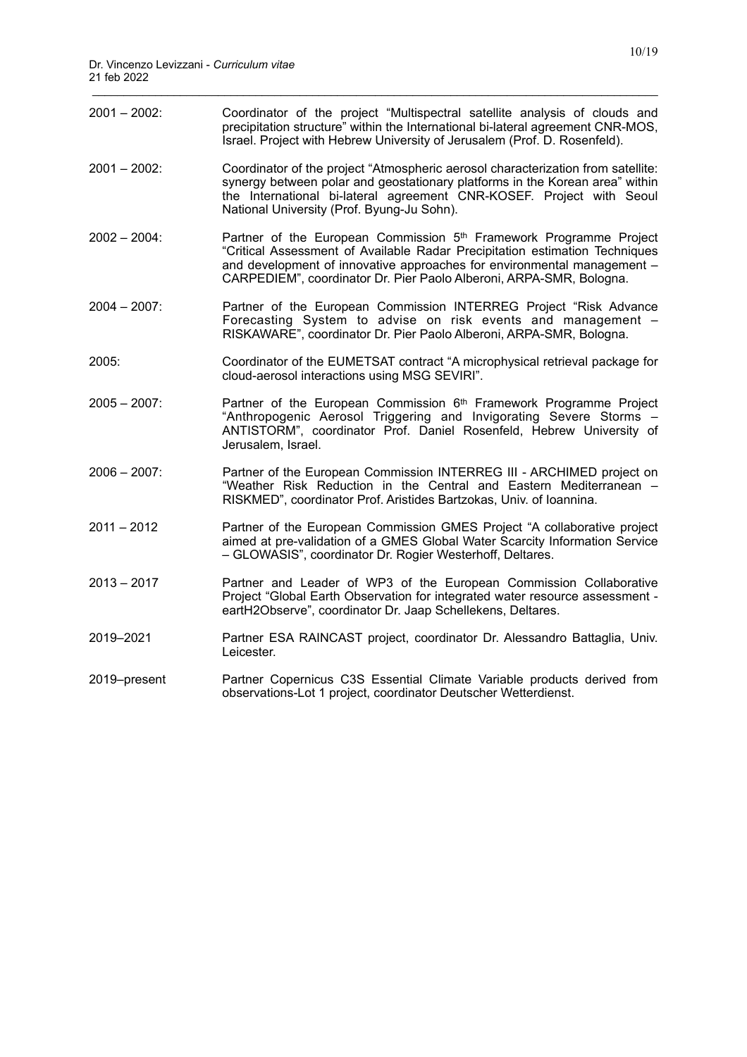2001 – 2002: Coordinator of the project "Multispectral satellite analysis of clouds and precipitation structure" within the International bi-lateral agreement CNR-MOS, Israel. Project with Hebrew University of Jerusalem (Prof. D. Rosenfeld).

2001 – 2002: Coordinator of the project "Atmospheric aerosol characterization from satellite: synergy between polar and geostationary platforms in the Korean area" within the International bi-lateral agreement CNR-KOSEF. Project with Seoul National University (Prof. Byung-Ju Sohn).

2002 – 2004: Partner of the European Commission 5th Framework Programme Project "Critical Assessment of Available Radar Precipitation estimation Techniques and development of innovative approaches for environmental management – CARPEDIEM", coordinator Dr. Pier Paolo Alberoni, ARPA-SMR, Bologna.

2004 – 2007: Partner of the European Commission INTERREG Project "Risk Advance Forecasting System to advise on risk events and management – RISKAWARE", coordinator Dr. Pier Paolo Alberoni, ARPA-SMR, Bologna.

2005: Coordinator of the EUMETSAT contract "A microphysical retrieval package for cloud-aerosol interactions using MSG SEVIRI".

2005 – 2007: Partner of the European Commission 6th Framework Programme Project "Anthropogenic Aerosol Triggering and Invigorating Severe Storms – ANTISTORM", coordinator Prof. Daniel Rosenfeld, Hebrew University of Jerusalem, Israel.

2006 – 2007: Partner of the European Commission INTERREG III - ARCHIMED project on "Weather Risk Reduction in the Central and Eastern Mediterranean – RISKMED", coordinator Prof. Aristides Bartzokas, Univ. of Ioannina.

2011 – 2012 Partner of the European Commission GMES Project "A collaborative project aimed at pre-validation of a GMES Global Water Scarcity Information Service – GLOWASIS", coordinator Dr. Rogier Westerhoff, Deltares.

2013 – 2017 Partner and Leader of WP3 of the European Commission Collaborative Project "Global Earth Observation for integrated water resource assessment - eartH2Observe", coordinator Dr. Jaap Schellekens, Deltares.

2019–2021 Partner ESA RAINCAST project, coordinator Dr. Alessandro Battaglia, Univ. Leicester.

2019–present Partner Copernicus C3S Essential Climate Variable products derived from observations-Lot 1 project, coordinator Deutscher Wetterdienst.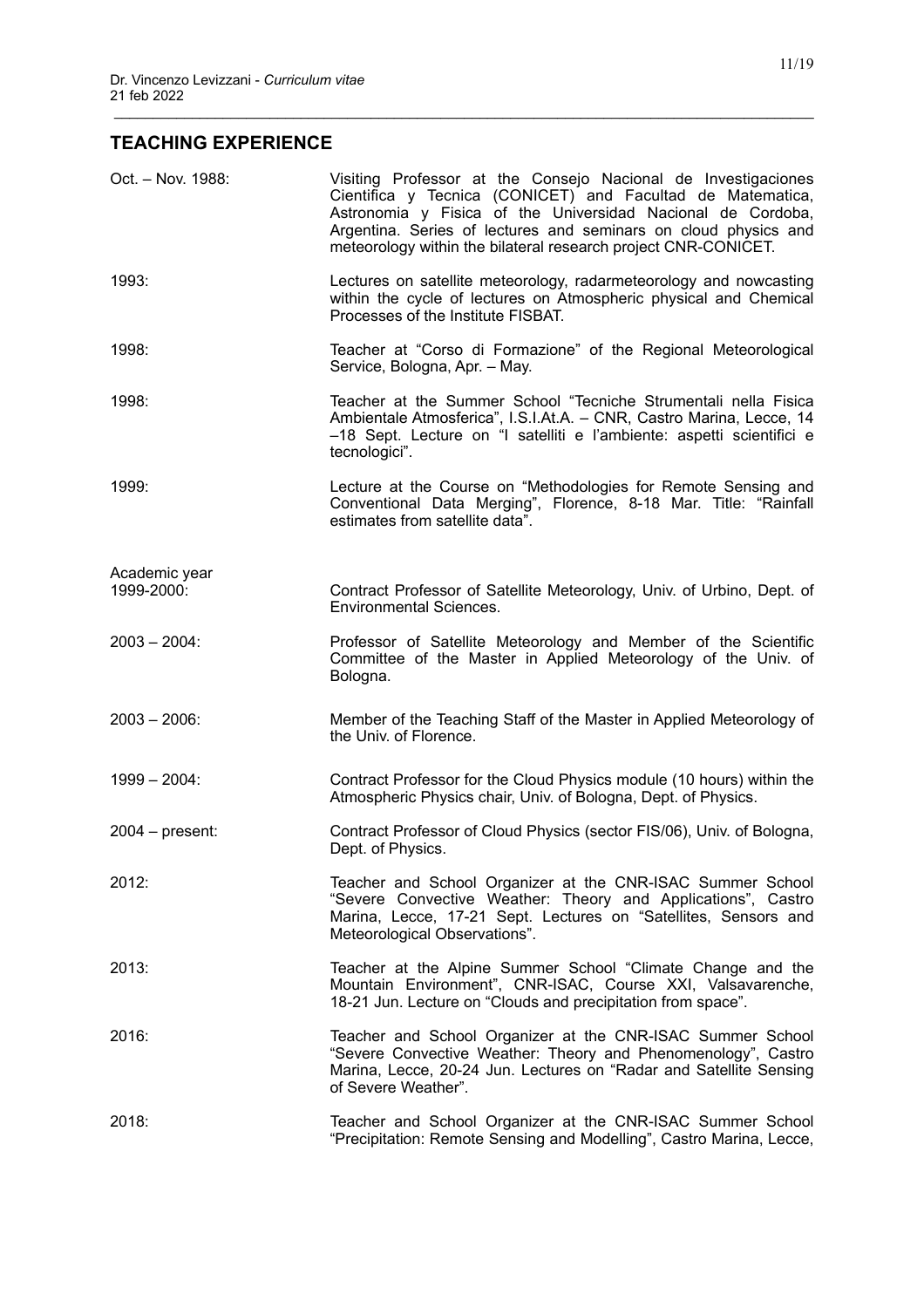## TEACHING EXPERIENCE

| | |
|---|---|
| Oct. – Nov. 1988: | Visiting Professor at the Consejo Nacional de Investigaciones Cientifica y Tecnica (CONICET) and Facultad de Matematica, Astronomia y Fisica of the Universidad Nacional de Cordoba, Argentina. Series of lectures and seminars on cloud physics and meteorology within the bilateral research project CNR-CONICET. |
| 1993: | Lectures on satellite meteorology, radarmeteorology and nowcasting within the cycle of lectures on Atmospheric physical and Chemical Processes of the Institute FISBAT. |
| 1998: | Teacher at "Corso di Formazione" of the Regional Meteorological Service, Bologna, Apr. – May. |
| 1998: | Teacher at the Summer School "Tecniche Strumentali nella Fisica Ambientale Atmosferica", I.S.I.At.A. – CNR, Castro Marina, Lecce, 14 –18 Sept. Lecture on "I satelliti e l'ambiente: aspetti scientifici e tecnologici". |
| 1999: | Lecture at the Course on "Methodologies for Remote Sensing and Conventional Data Merging", Florence, 8-18 Mar. Title: "Rainfall estimates from satellite data". |
| Academic year 1999-2000: | Contract Professor of Satellite Meteorology, Univ. of Urbino, Dept. of Environmental Sciences. |
| 2003 – 2004: | Professor of Satellite Meteorology and Member of the Scientific Committee of the Master in Applied Meteorology of the Univ. of Bologna. |
| 2003 – 2006: | Member of the Teaching Staff of the Master in Applied Meteorology of the Univ. of Florence. |
| 1999 – 2004: | Contract Professor for the Cloud Physics module (10 hours) within the Atmospheric Physics chair, Univ. of Bologna, Dept. of Physics. |
| 2004 – present: | Contract Professor of Cloud Physics (sector FIS/06), Univ. of Bologna, Dept. of Physics. |
| 2012: | Teacher and School Organizer at the CNR-ISAC Summer School "Severe Convective Weather: Theory and Applications", Castro Marina, Lecce, 17-21 Sept. Lectures on "Satellites, Sensors and Meteorological Observations". |
| 2013: | Teacher at the Alpine Summer School "Climate Change and the Mountain Environment", CNR-ISAC, Course XXI, Valsavarenche, 18-21 Jun. Lecture on "Clouds and precipitation from space". |
| 2016: | Teacher and School Organizer at the CNR-ISAC Summer School "Severe Convective Weather: Theory and Phenomenology", Castro Marina, Lecce, 20-24 Jun. Lectures on "Radar and Satellite Sensing of Severe Weather". |
| 2018: | Teacher and School Organizer at the CNR-ISAC Summer School "Precipitation: Remote Sensing and Modelling", Castro Marina, Lecce, |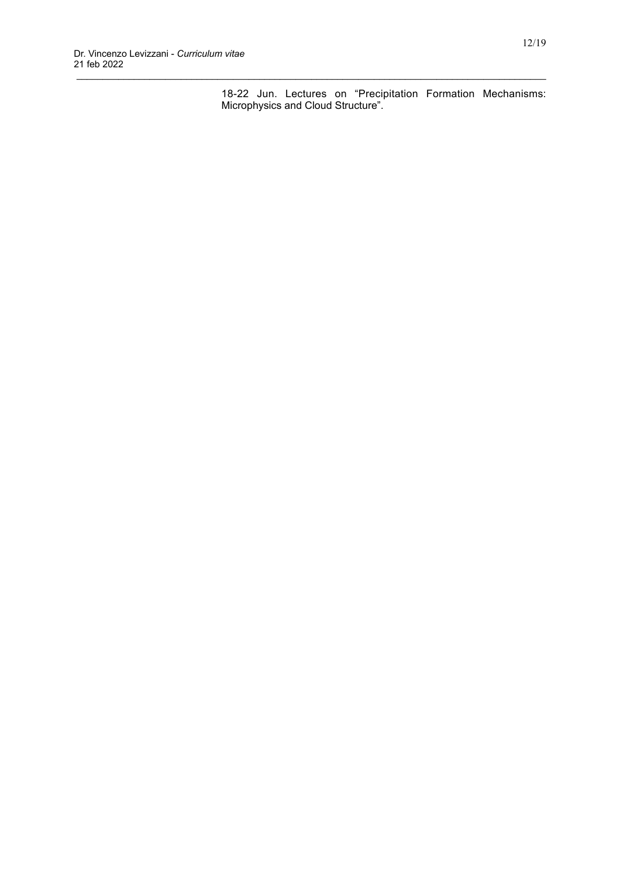18-22 Jun. Lectures on “Precipitation Formation Mechanisms: Microphysics and Cloud Structure”.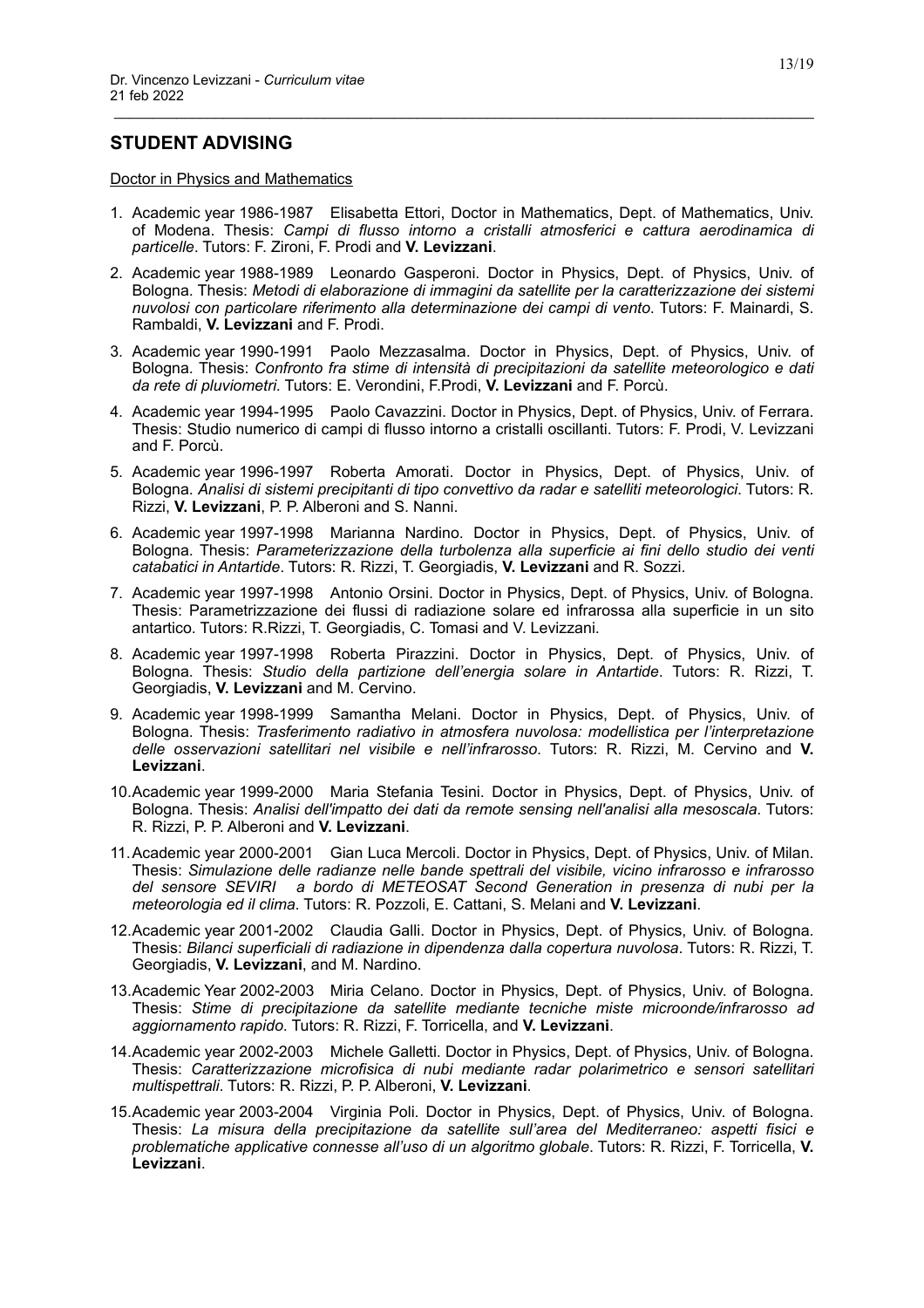## STUDENT ADVISING

Doctor in Physics and Mathematics

1. Academic year 1986-1987 Elisabetta Ettori, Doctor in Mathematics, Dept. of Mathematics, Univ. of Modena. Thesis: *Campi di flusso intorno a cristalli atmosferici e cattura aerodinamica di particelle*. Tutors: F. Zironi, F. Prodi and **V. Levizzani**.
2. Academic year 1988-1989 Leonardo Gasperoni. Doctor in Physics, Dept. of Physics, Univ. of Bologna. Thesis: *Metodi di elaborazione di immagini da satellite per la caratterizzazione dei sistemi nuvolosi con particolare riferimento alla determinazione dei campi di vento*. Tutors: F. Mainardi, S. Rambaldi, **V. Levizzani** and F. Prodi.
3. Academic year 1990-1991 Paolo Mezzasalma. Doctor in Physics, Dept. of Physics, Univ. of Bologna. Thesis: *Confronto fra stime di intensità di precipitazioni da satellite meteorologico e dati da rete di pluviometri*. Tutors: E. Verondini, F.Prodi, **V. Levizzani** and F. Porcù.
4. Academic year 1994-1995 Paolo Cavazzini. Doctor in Physics, Dept. of Physics, Univ. of Ferrara. Thesis: Studio numerico di campi di flusso intorno a cristalli oscillanti. Tutors: F. Prodi, V. Levizzani and F. Porcù.
5. Academic year 1996-1997 Roberta Amorati. Doctor in Physics, Dept. of Physics, Univ. of Bologna. *Analisi di sistemi precipitanti di tipo convettivo da radar e satelliti meteorologici*. Tutors: R. Rizzi, **V. Levizzani**, P. P. Alberoni and S. Nanni.
6. Academic year 1997-1998 Marianna Nardino. Doctor in Physics, Dept. of Physics, Univ. of Bologna. Thesis: *Parameterizzazione della turbolenza alla superficie ai fini dello studio dei venti catabatici in Antartide*. Tutors: R. Rizzi, T. Georgiadis, **V. Levizzani** and R. Sozzi.
7. Academic year 1997-1998 Antonio Orsini. Doctor in Physics, Dept. of Physics, Univ. of Bologna. Thesis: Parametrizzazione dei flussi di radiazione solare ed infrarossa alla superficie in un sito antartico. Tutors: R.Rizzi, T. Georgiadis, C. Tomasi and V. Levizzani.
8. Academic year 1997-1998 Roberta Pirazzini. Doctor in Physics, Dept. of Physics, Univ. of Bologna. Thesis: *Studio della partizione dell'energia solare in Antartide*. Tutors: R. Rizzi, T. Georgiadis, **V. Levizzani** and M. Cervino.
9. Academic year 1998-1999 Samantha Melani. Doctor in Physics, Dept. of Physics, Univ. of Bologna. Thesis: *Trasferimento radiativo in atmosfera nuvolosa: modellistica per l'interpretazione delle osservazioni satellitari nel visibile e nell'infrarosso*. Tutors: R. Rizzi, M. Cervino and **V. Levizzani**.
10. Academic year 1999-2000 Maria Stefania Tesini. Doctor in Physics, Dept. of Physics, Univ. of Bologna. Thesis: *Analisi dell'impatto dei dati da remote sensing nell'analisi alla mesoscala*. Tutors: R. Rizzi, P. P. Alberoni and **V. Levizzani**.
11. Academic year 2000-2001 Gian Luca Mercoli. Doctor in Physics, Dept. of Physics, Univ. of Milan. Thesis: *Simulazione delle radianze nelle bande spettrali del visibile, vicino infrarosso e infrarosso del sensore SEVIRI a bordo di METEOSAT Second Generation in presenza di nubi per la meteorologia ed il clima*. Tutors: R. Pozzoli, E. Cattani, S. Melani and **V. Levizzani**.
12. Academic year 2001-2002 Claudia Galli. Doctor in Physics, Dept. of Physics, Univ. of Bologna. Thesis: *Bilanci superficiali di radiazione in dipendenza dalla copertura nuvolosa*. Tutors: R. Rizzi, T. Georgiadis, **V. Levizzani**, and M. Nardino.
13. Academic Year 2002-2003 Miria Celano. Doctor in Physics, Dept. of Physics, Univ. of Bologna. Thesis: *Stime di precipitazione da satellite mediante tecniche miste microonde/infrarosso ad aggiornamento rapido*. Tutors: R. Rizzi, F. Torricella, and **V. Levizzani**.
14. Academic year 2002-2003 Michele Galletti. Doctor in Physics, Dept. of Physics, Univ. of Bologna. Thesis: *Caratterizzazione microfisica di nubi mediante radar polarimetrico e sensori satellitari multispettrali*. Tutors: R. Rizzi, P. P. Alberoni, **V. Levizzani**.
15. Academic year 2003-2004 Virginia Poli. Doctor in Physics, Dept. of Physics, Univ. of Bologna. Thesis: *La misura della precipitazione da satellite sull'area del Mediterraneo: aspetti fisici e problematiche applicative connesse all'uso di un algoritmo globale*. Tutors: R. Rizzi, F. Torricella, **V. Levizzani**.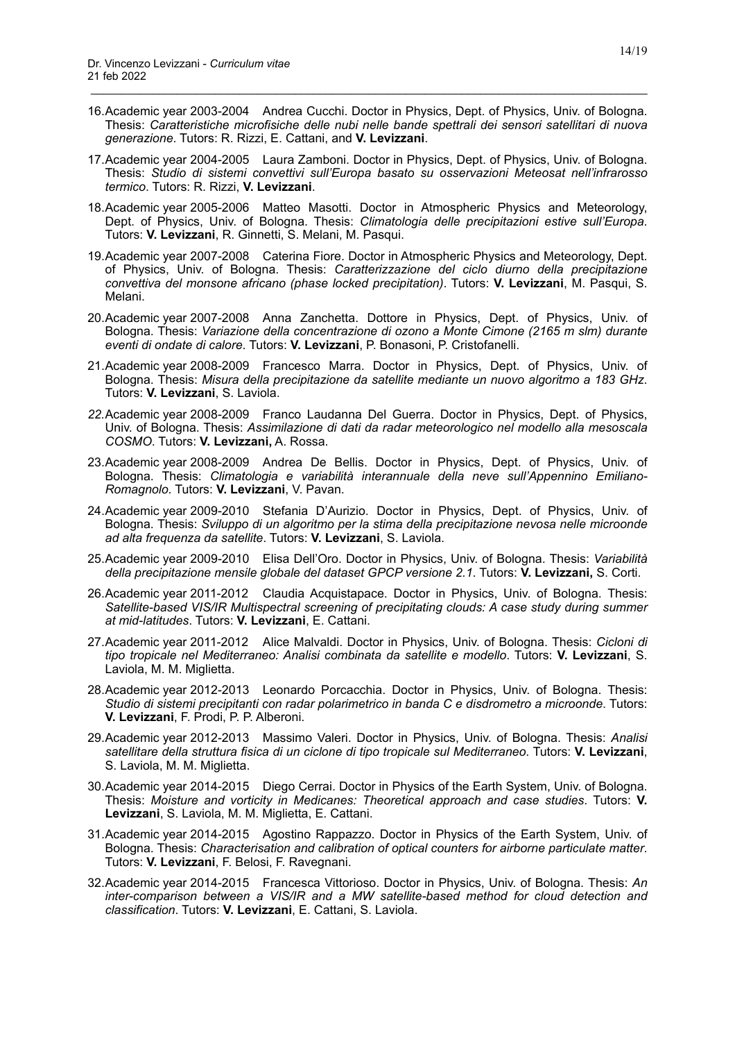16. Academic year 2003-2004 Andrea Cucchi. Doctor in Physics, Dept. of Physics, Univ. of Bologna. Thesis: *Caratteristiche microfisiche delle nubi nelle bande spettrali dei sensori satellitari di nuova generazione*. Tutors: R. Rizzi, E. Cattani, and **V. Levizzani**.

17. Academic year 2004-2005 Laura Zamboni. Doctor in Physics, Dept. of Physics, Univ. of Bologna. Thesis: *Studio di sistemi convettivi sull'Europa basato su osservazioni Meteosat nell'infrarosso termico*. Tutors: R. Rizzi, **V. Levizzani**.

18. Academic year 2005-2006 Matteo Masotti. Doctor in Atmospheric Physics and Meteorology, Dept. of Physics, Univ. of Bologna. Thesis: *Climatologia delle precipitazioni estive sull'Europa*. Tutors: **V. Levizzani**, R. Ginnetti, S. Melani, M. Pasqui.

19. Academic year 2007-2008 Caterina Fiore. Doctor in Atmospheric Physics and Meteorology, Dept. of Physics, Univ. of Bologna. Thesis: *Caratterizzazione del ciclo diurno della precipitazione convettiva del monsone africano (phase locked precipitation)*. Tutors: **V. Levizzani**, M. Pasqui, S. Melani.

20. Academic year 2007-2008 Anna Zanchetta. Dottore in Physics, Dept. of Physics, Univ. of Bologna. Thesis: *Variazione della concentrazione di ozono a Monte Cimone (2165 m slm) durante eventi di ondate di calore*. Tutors: **V. Levizzani**, P. Bonasoni, P. Cristofanelli.

21. Academic year 2008-2009 Francesco Marra. Doctor in Physics, Dept. of Physics, Univ. of Bologna. Thesis: *Misura della precipitazione da satellite mediante un nuovo algoritmo a 183 GHz*. Tutors: **V. Levizzani**, S. Laviola.

22. Academic year 2008-2009 Franco Laudanna Del Guerra. Doctor in Physics, Dept. of Physics, Univ. of Bologna. Thesis: *Assimilazione di dati da radar meteorologico nel modello alla mesoscala COSMO*. Tutors: **V. Levizzani,** A. Rossa.

23. Academic year 2008-2009 Andrea De Bellis. Doctor in Physics, Dept. of Physics, Univ. of Bologna. Thesis: *Climatologia e variabilità interannuale della neve sull'Appennino Emiliano-Romagnolo*. Tutors: **V. Levizzani**, V. Pavan.

24. Academic year 2009-2010 Stefania D'Aurizio. Doctor in Physics, Dept. of Physics, Univ. of Bologna. Thesis: *Sviluppo di un algoritmo per la stima della precipitazione nevosa nelle microonde ad alta frequenza da satellite*. Tutors: **V. Levizzani**, S. Laviola.

25. Academic year 2009-2010 Elisa Dell'Oro. Doctor in Physics, Univ. of Bologna. Thesis: *Variabilità della precipitazione mensile globale del dataset GPCP versione 2.1*. Tutors: **V. Levizzani,** S. Corti.

26. Academic year 2011-2012 Claudia Acquistapace. Doctor in Physics, Univ. of Bologna. Thesis: *Satellite-based VIS/IR Multispectral screening of precipitating clouds: A case study during summer at mid-latitudes*. Tutors: **V. Levizzani**, E. Cattani.

27. Academic year 2011-2012 Alice Malvaldi. Doctor in Physics, Univ. of Bologna. Thesis: *Cicloni di tipo tropicale nel Mediterraneo: Analisi combinata da satellite e modello*. Tutors: **V. Levizzani**, S. Laviola, M. M. Miglietta.

28. Academic year 2012-2013 Leonardo Porcacchia. Doctor in Physics, Univ. of Bologna. Thesis: *Studio di sistemi precipitanti con radar polarimetrico in banda C e disdrometro a microonde*. Tutors: **V. Levizzani**, F. Prodi, P. P. Alberoni.

29. Academic year 2012-2013 Massimo Valeri. Doctor in Physics, Univ. of Bologna. Thesis: *Analisi satellitare della struttura fisica di un ciclone di tipo tropicale sul Mediterraneo*. Tutors: **V. Levizzani**, S. Laviola, M. M. Miglietta.

30. Academic year 2014-2015 Diego Cerrai. Doctor in Physics of the Earth System, Univ. of Bologna. Thesis: *Moisture and vorticity in Medicanes: Theoretical approach and case studies*. Tutors: **V. Levizzani**, S. Laviola, M. M. Miglietta, E. Cattani.

31. Academic year 2014-2015 Agostino Rappazzo. Doctor in Physics of the Earth System, Univ. of Bologna. Thesis: *Characterisation and calibration of optical counters for airborne particulate matter*. Tutors: **V. Levizzani**, F. Belosi, F. Ravegnani.

32. Academic year 2014-2015 Francesca Vittorioso. Doctor in Physics, Univ. of Bologna. Thesis: *An inter-comparison between a VIS/IR and a MW satellite-based method for cloud detection and classification*. Tutors: **V. Levizzani**, E. Cattani, S. Laviola.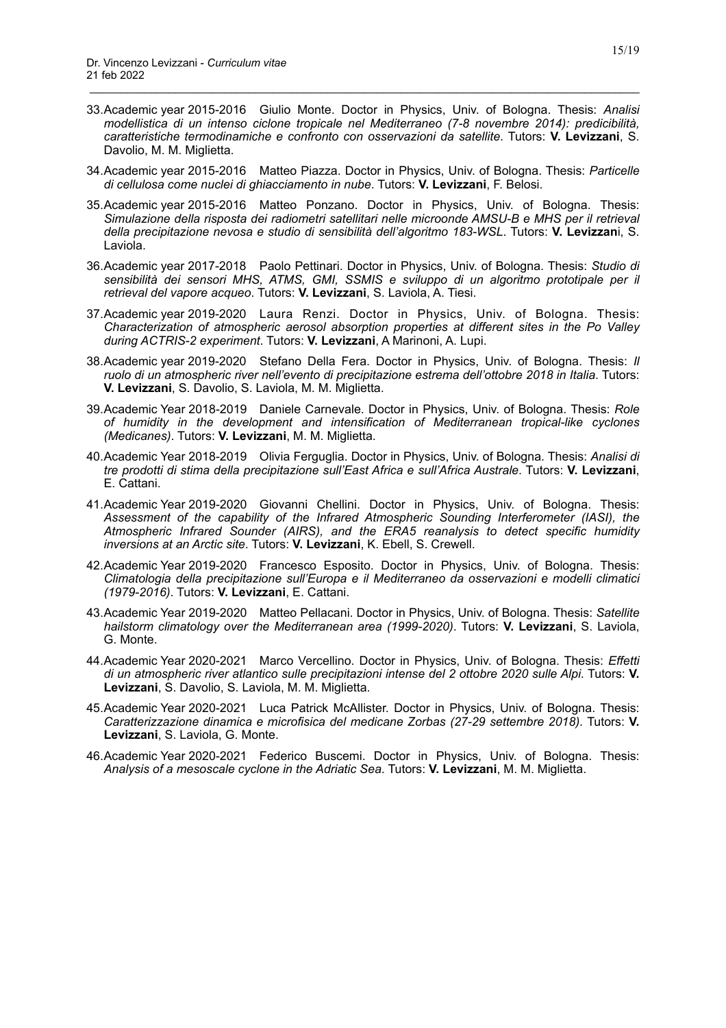33. Academic year 2015-2016 Giulio Monte. Doctor in Physics, Univ. of Bologna. Thesis: *Analisi modellistica di un intenso ciclone tropicale nel Mediterraneo (7-8 novembre 2014): predicibilità, caratteristiche termodinamiche e confronto con osservazioni da satellite*. Tutors: **V. Levizzani**, S. Davolio, M. M. Miglietta.

34. Academic year 2015-2016 Matteo Piazza. Doctor in Physics, Univ. of Bologna. Thesis: *Particelle di cellulosa come nuclei di ghiacciamento in nube*. Tutors: **V. Levizzani**, F. Belosi.

35. Academic year 2015-2016 Matteo Ponzano. Doctor in Physics, Univ. of Bologna. Thesis: *Simulazione della risposta dei radiometri satellitari nelle microonde AMSU-B e MHS per il retrieval della precipitazione nevosa e studio di sensibilità dell'algoritmo 183-WSL*. Tutors: **V. Levizzan**i, S. Laviola.

36. Academic year 2017-2018 Paolo Pettinari. Doctor in Physics, Univ. of Bologna. Thesis: *Studio di sensibilità dei sensori MHS, ATMS, GMI, SSMIS e sviluppo di un algoritmo prototipale per il retrieval del vapore acqueo*. Tutors: **V. Levizzani**, S. Laviola, A. Tiesi.

37. Academic year 2019-2020 Laura Renzi. Doctor in Physics, Univ. of Bologna. Thesis: *Characterization of atmospheric aerosol absorption properties at different sites in the Po Valley during ACTRIS-2 experiment*. Tutors: **V. Levizzani**, A Marinoni, A. Lupi.

38. Academic year 2019-2020 Stefano Della Fera. Doctor in Physics, Univ. of Bologna. Thesis: *Il ruolo di un atmospheric river nell'evento di precipitazione estrema dell'ottobre 2018 in Italia*. Tutors: **V. Levizzani**, S. Davolio, S. Laviola, M. M. Miglietta.

39. Academic Year 2018-2019 Daniele Carnevale. Doctor in Physics, Univ. of Bologna. Thesis: *Role of humidity in the development and intensification of Mediterranean tropical-like cyclones (Medicanes)*. Tutors: **V. Levizzani**, M. M. Miglietta.

40. Academic Year 2018-2019 Olivia Ferguglia. Doctor in Physics, Univ. of Bologna. Thesis: *Analisi di tre prodotti di stima della precipitazione sull'East Africa e sull'Africa Australe*. Tutors: **V. Levizzani**, E. Cattani.

41. Academic Year 2019-2020 Giovanni Chellini. Doctor in Physics, Univ. of Bologna. Thesis: *Assessment of the capability of the Infrared Atmospheric Sounding Interferometer (IASI), the Atmospheric Infrared Sounder (AIRS), and the ERA5 reanalysis to detect specific humidity inversions at an Arctic site*. Tutors: **V. Levizzani**, K. Ebell, S. Crewell.

42. Academic Year 2019-2020 Francesco Esposito. Doctor in Physics, Univ. of Bologna. Thesis: *Climatologia della precipitazione sull'Europa e il Mediterraneo da osservazioni e modelli climatici (1979-2016)*. Tutors: **V. Levizzani**, E. Cattani.

43. Academic Year 2019-2020 Matteo Pellacani. Doctor in Physics, Univ. of Bologna. Thesis: *Satellite hailstorm climatology over the Mediterranean area (1999-2020)*. Tutors: **V. Levizzani**, S. Laviola, G. Monte.

44. Academic Year 2020-2021 Marco Vercellino. Doctor in Physics, Univ. of Bologna. Thesis: *Effetti di un atmospheric river atlantico sulle precipitazioni intense del 2 ottobre 2020 sulle Alpi*. Tutors: **V. Levizzani**, S. Davolio, S. Laviola, M. M. Miglietta.

45. Academic Year 2020-2021 Luca Patrick McAllister. Doctor in Physics, Univ. of Bologna. Thesis: *Caratterizzazione dinamica e microfisica del medicane Zorbas (27-29 settembre 2018)*. Tutors: **V. Levizzani**, S. Laviola, G. Monte.

46. Academic Year 2020-2021 Federico Buscemi. Doctor in Physics, Univ. of Bologna. Thesis: *Analysis of a mesoscale cyclone in the Adriatic Sea*. Tutors: **V. Levizzani**, M. M. Miglietta.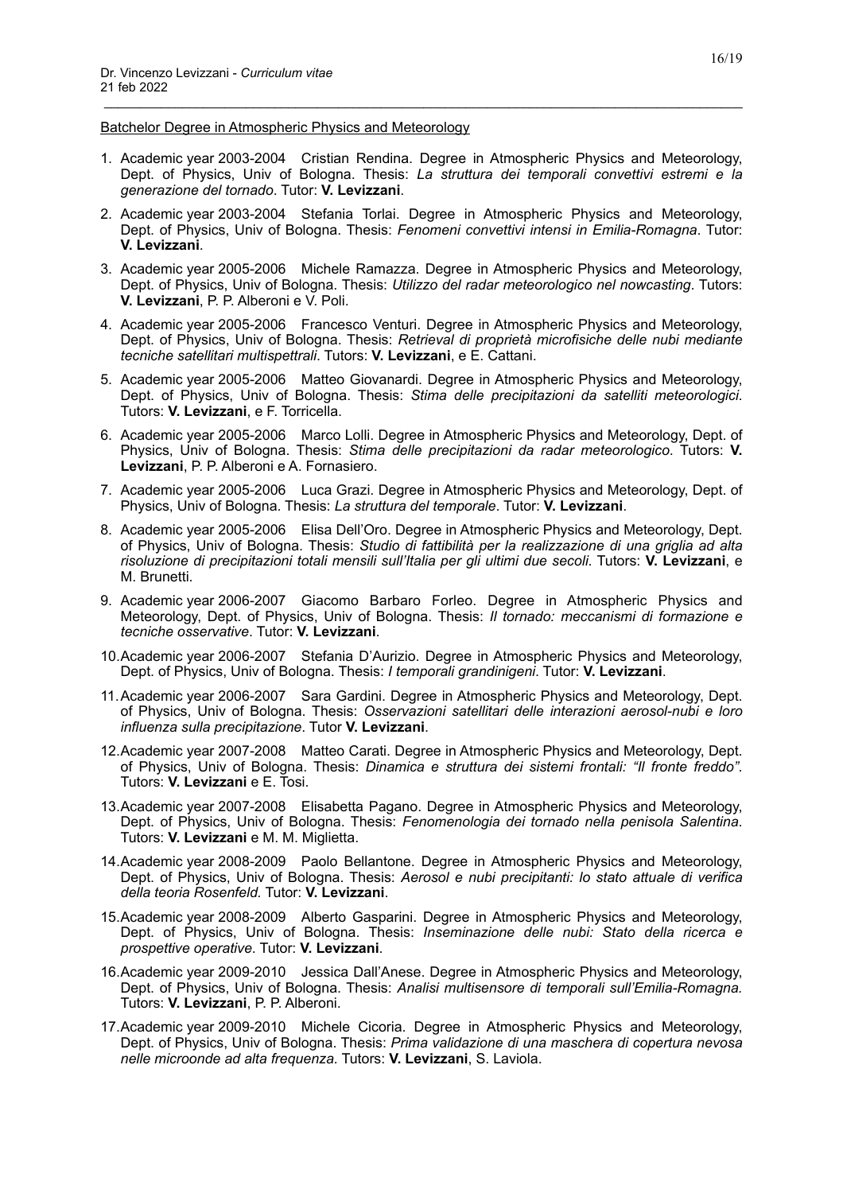Batchelor Degree in Atmospheric Physics and Meteorology

1. Academic year 2003-2004 Cristian Rendina. Degree in Atmospheric Physics and Meteorology, Dept. of Physics, Univ of Bologna. Thesis: *La struttura dei temporali convettivi estremi e la generazione del tornado*. Tutor: **V. Levizzani**.

2. Academic year 2003-2004 Stefania Torlai. Degree in Atmospheric Physics and Meteorology, Dept. of Physics, Univ of Bologna. Thesis: *Fenomeni convettivi intensi in Emilia-Romagna*. Tutor: **V. Levizzani**.

3. Academic year 2005-2006 Michele Ramazza. Degree in Atmospheric Physics and Meteorology, Dept. of Physics, Univ of Bologna. Thesis: *Utilizzo del radar meteorologico nel nowcasting*. Tutors: **V. Levizzani**, P. P. Alberoni e V. Poli.

4. Academic year 2005-2006 Francesco Venturi. Degree in Atmospheric Physics and Meteorology, Dept. of Physics, Univ of Bologna. Thesis: *Retrieval di proprietà microfisiche delle nubi mediante tecniche satellitari multispettrali*. Tutors: **V. Levizzani**, e E. Cattani.

5. Academic year 2005-2006 Matteo Giovanardi. Degree in Atmospheric Physics and Meteorology, Dept. of Physics, Univ of Bologna. Thesis: *Stima delle precipitazioni da satelliti meteorologici*. Tutors: **V. Levizzani**, e F. Torricella.

6. Academic year 2005-2006 Marco Lolli. Degree in Atmospheric Physics and Meteorology, Dept. of Physics, Univ of Bologna. Thesis: *Stima delle precipitazioni da radar meteorologico*. Tutors: **V. Levizzani**, P. P. Alberoni e A. Fornasiero.

7. Academic year 2005-2006 Luca Grazi. Degree in Atmospheric Physics and Meteorology, Dept. of Physics, Univ of Bologna. Thesis: *La struttura del temporale*. Tutor: **V. Levizzani**.

8. Academic year 2005-2006 Elisa Dell'Oro. Degree in Atmospheric Physics and Meteorology, Dept. of Physics, Univ of Bologna. Thesis: *Studio di fattibilità per la realizzazione di una griglia ad alta risoluzione di precipitazioni totali mensili sull'Italia per gli ultimi due secoli*. Tutors: **V. Levizzani**, e M. Brunetti.

9. Academic year 2006-2007 Giacomo Barbaro Forleo. Degree in Atmospheric Physics and Meteorology, Dept. of Physics, Univ of Bologna. Thesis: *Il tornado: meccanismi di formazione e tecniche osservative*. Tutor: **V. Levizzani**.

10. Academic year 2006-2007 Stefania D'Aurizio. Degree in Atmospheric Physics and Meteorology, Dept. of Physics, Univ of Bologna. Thesis: *I temporali grandinigeni*. Tutor: **V. Levizzani**.

11. Academic year 2006-2007 Sara Gardini. Degree in Atmospheric Physics and Meteorology, Dept. of Physics, Univ of Bologna. Thesis: *Osservazioni satellitari delle interazioni aerosol-nubi e loro influenza sulla precipitazione*. Tutor **V. Levizzani**.

12. Academic year 2007-2008 Matteo Carati. Degree in Atmospheric Physics and Meteorology, Dept. of Physics, Univ of Bologna. Thesis: *Dinamica e struttura dei sistemi frontali: "Il fronte freddo"*. Tutors: **V. Levizzani** e E. Tosi.

13. Academic year 2007-2008 Elisabetta Pagano. Degree in Atmospheric Physics and Meteorology, Dept. of Physics, Univ of Bologna. Thesis: *Fenomenologia dei tornado nella penisola Salentina*. Tutors: **V. Levizzani** e M. M. Miglietta.

14. Academic year 2008-2009 Paolo Bellantone. Degree in Atmospheric Physics and Meteorology, Dept. of Physics, Univ of Bologna. Thesis: *Aerosol e nubi precipitanti: lo stato attuale di verifica della teoria Rosenfeld.* Tutor: **V. Levizzani**.

15. Academic year 2008-2009 Alberto Gasparini. Degree in Atmospheric Physics and Meteorology, Dept. of Physics, Univ of Bologna. Thesis: *Inseminazione delle nubi: Stato della ricerca e prospettive operative*. Tutor: **V. Levizzani**.

16. Academic year 2009-2010 Jessica Dall'Anese. Degree in Atmospheric Physics and Meteorology, Dept. of Physics, Univ of Bologna. Thesis: *Analisi multisensore di temporali sull'Emilia-Romagna.* Tutors: **V. Levizzani**, P. P. Alberoni.

17. Academic year 2009-2010 Michele Cicoria. Degree in Atmospheric Physics and Meteorology, Dept. of Physics, Univ of Bologna. Thesis: *Prima validazione di una maschera di copertura nevosa nelle microonde ad alta frequenza.* Tutors: **V. Levizzani**, S. Laviola.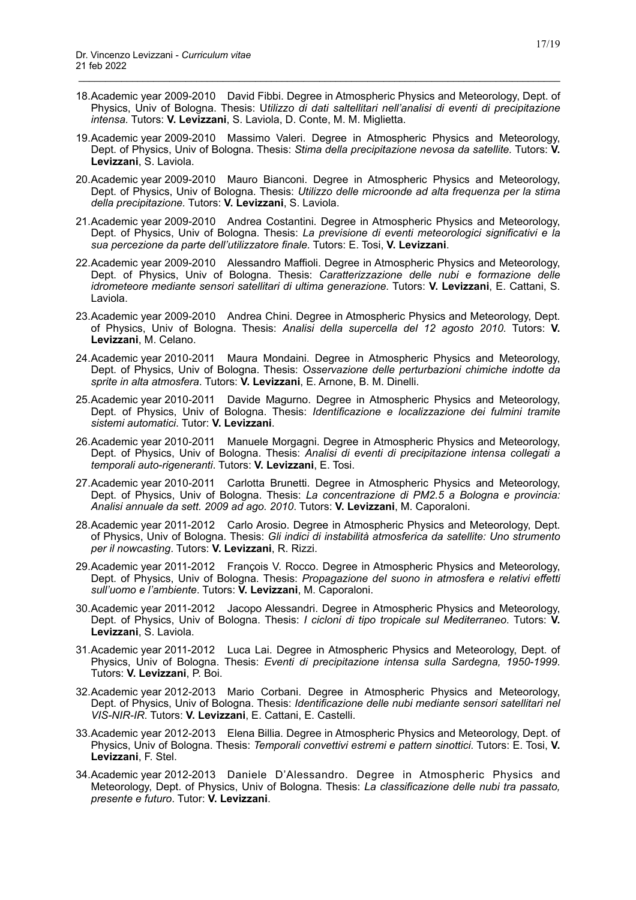18. Academic year 2009-2010 David Fibbi. Degree in Atmospheric Physics and Meteorology, Dept. of Physics, Univ of Bologna. Thesis: *Utilizzo di dati saltellitari nell'analisi di eventi di precipitazione intensa.* Tutors: **V. Levizzani**, S. Laviola, D. Conte, M. M. Miglietta.

19. Academic year 2009-2010 Massimo Valeri. Degree in Atmospheric Physics and Meteorology, Dept. of Physics, Univ of Bologna. Thesis: *Stima della precipitazione nevosa da satellite.* Tutors: **V. Levizzani**, S. Laviola.

20. Academic year 2009-2010 Mauro Bianconi. Degree in Atmospheric Physics and Meteorology, Dept. of Physics, Univ of Bologna. Thesis: *Utilizzo delle microonde ad alta frequenza per la stima della precipitazione.* Tutors: **V. Levizzani**, S. Laviola.

21. Academic year 2009-2010 Andrea Costantini. Degree in Atmospheric Physics and Meteorology, Dept. of Physics, Univ of Bologna. Thesis: *La previsione di eventi meteorologici significativi e la sua percezione da parte dell'utilizzatore finale.* Tutors: E. Tosi, **V. Levizzani**.

22. Academic year 2009-2010 Alessandro Maffioli. Degree in Atmospheric Physics and Meteorology, Dept. of Physics, Univ of Bologna. Thesis: *Caratterizzazione delle nubi e formazione delle idrometeore mediante sensori satellitari di ultima generazione.* Tutors: **V. Levizzani**, E. Cattani, S. Laviola.

23. Academic year 2009-2010 Andrea Chini. Degree in Atmospheric Physics and Meteorology, Dept. of Physics, Univ of Bologna. Thesis: *Analisi della supercella del 12 agosto 2010.* Tutors: **V. Levizzani**, M. Celano.

24. Academic year 2010-2011 Maura Mondaini. Degree in Atmospheric Physics and Meteorology, Dept. of Physics, Univ of Bologna. Thesis: *Osservazione delle perturbazioni chimiche indotte da sprite in alta atmosfera*. Tutors: **V. Levizzani**, E. Arnone, B. M. Dinelli.

25. Academic year 2010-2011 Davide Magurno. Degree in Atmospheric Physics and Meteorology, Dept. of Physics, Univ of Bologna. Thesis: *Identificazione e localizzazione dei fulmini tramite sistemi automatici*. Tutor: **V. Levizzani**.

26. Academic year 2010-2011 Manuele Morgagni. Degree in Atmospheric Physics and Meteorology, Dept. of Physics, Univ of Bologna. Thesis: *Analisi di eventi di precipitazione intensa collegati a temporali auto-rigeneranti*. Tutors: **V. Levizzani**, E. Tosi.

27. Academic year 2010-2011 Carlotta Brunetti. Degree in Atmospheric Physics and Meteorology, Dept. of Physics, Univ of Bologna. Thesis: *La concentrazione di PM2.5 a Bologna e provincia: Analisi annuale da sett. 2009 ad ago. 2010*. Tutors: **V. Levizzani**, M. Caporaloni.

28. Academic year 2011-2012 Carlo Arosio. Degree in Atmospheric Physics and Meteorology, Dept. of Physics, Univ of Bologna. Thesis: *Gli indici di instabilità atmosferica da satellite: Uno strumento per il nowcasting*. Tutors: **V. Levizzani**, R. Rizzi.

29. Academic year 2011-2012 François V. Rocco. Degree in Atmospheric Physics and Meteorology, Dept. of Physics, Univ of Bologna. Thesis: *Propagazione del suono in atmosfera e relativi effetti sull'uomo e l'ambiente*. Tutors: **V. Levizzani**, M. Caporaloni.

30. Academic year 2011-2012 Jacopo Alessandri. Degree in Atmospheric Physics and Meteorology, Dept. of Physics, Univ of Bologna. Thesis: *I cicloni di tipo tropicale sul Mediterraneo*. Tutors: **V. Levizzani**, S. Laviola.

31. Academic year 2011-2012 Luca Lai. Degree in Atmospheric Physics and Meteorology, Dept. of Physics, Univ of Bologna. Thesis: *Eventi di precipitazione intensa sulla Sardegna, 1950-1999*. Tutors: **V. Levizzani**, P. Boi.

32. Academic year 2012-2013 Mario Corbani. Degree in Atmospheric Physics and Meteorology, Dept. of Physics, Univ of Bologna. Thesis: *Identificazione delle nubi mediante sensori satellitari nel VIS-NIR-IR*. Tutors: **V. Levizzani**, E. Cattani, E. Castelli.

33. Academic year 2012-2013 Elena Billia. Degree in Atmospheric Physics and Meteorology, Dept. of Physics, Univ of Bologna. Thesis: *Temporali convettivi estremi e pattern sinottici*. Tutors: E. Tosi, **V. Levizzani**, F. Stel.

34. Academic year 2012-2013 Daniele D'Alessandro. Degree in Atmospheric Physics and Meteorology, Dept. of Physics, Univ of Bologna. Thesis: *La classificazione delle nubi tra passato, presente e futuro*. Tutor: **V. Levizzani**.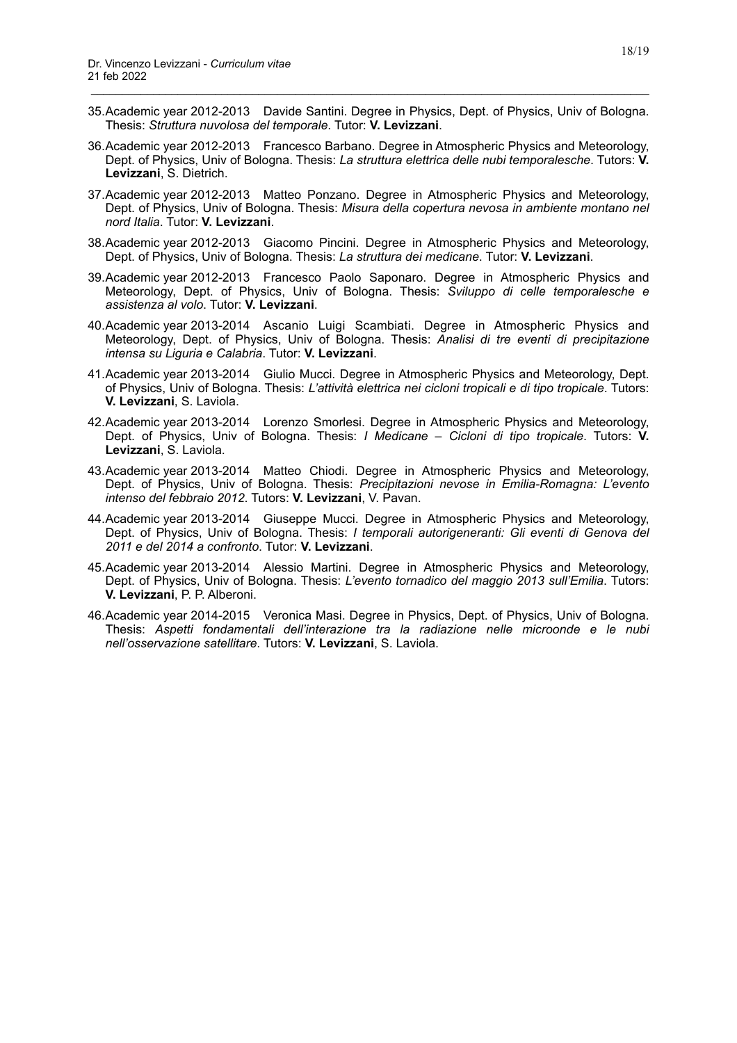35. Academic year 2012-2013 Davide Santini. Degree in Physics, Dept. of Physics, Univ of Bologna. Thesis: *Struttura nuvolosa del temporale*. Tutor: **V. Levizzani**.

36. Academic year 2012-2013 Francesco Barbano. Degree in Atmospheric Physics and Meteorology, Dept. of Physics, Univ of Bologna. Thesis: *La struttura elettrica delle nubi temporalesche*. Tutors: **V. Levizzani**, S. Dietrich.

37. Academic year 2012-2013 Matteo Ponzano. Degree in Atmospheric Physics and Meteorology, Dept. of Physics, Univ of Bologna. Thesis: *Misura della copertura nevosa in ambiente montano nel nord Italia*. Tutor: **V. Levizzani**.

38. Academic year 2012-2013 Giacomo Pincini. Degree in Atmospheric Physics and Meteorology, Dept. of Physics, Univ of Bologna. Thesis: *La struttura dei medicane*. Tutor: **V. Levizzani**.

39. Academic year 2012-2013 Francesco Paolo Saponaro. Degree in Atmospheric Physics and Meteorology, Dept. of Physics, Univ of Bologna. Thesis: *Sviluppo di celle temporalesche e assistenza al volo*. Tutor: **V. Levizzani**.

40. Academic year 2013-2014 Ascanio Luigi Scambiati. Degree in Atmospheric Physics and Meteorology, Dept. of Physics, Univ of Bologna. Thesis: *Analisi di tre eventi di precipitazione intensa su Liguria e Calabria*. Tutor: **V. Levizzani**.

41. Academic year 2013-2014 Giulio Mucci. Degree in Atmospheric Physics and Meteorology, Dept. of Physics, Univ of Bologna. Thesis: *L'attività elettrica nei cicloni tropicali e di tipo tropicale*. Tutors: **V. Levizzani**, S. Laviola.

42. Academic year 2013-2014 Lorenzo Smorlesi. Degree in Atmospheric Physics and Meteorology, Dept. of Physics, Univ of Bologna. Thesis: *I Medicane – Cicloni di tipo tropicale*. Tutors: **V. Levizzani**, S. Laviola.

43. Academic year 2013-2014 Matteo Chiodi. Degree in Atmospheric Physics and Meteorology, Dept. of Physics, Univ of Bologna. Thesis: *Precipitazioni nevose in Emilia-Romagna: L'evento intenso del febbraio 2012*. Tutors: **V. Levizzani**, V. Pavan.

44. Academic year 2013-2014 Giuseppe Mucci. Degree in Atmospheric Physics and Meteorology, Dept. of Physics, Univ of Bologna. Thesis: *I temporali autorigeneranti: Gli eventi di Genova del 2011 e del 2014 a confronto*. Tutor: **V. Levizzani**.

45. Academic year 2013-2014 Alessio Martini. Degree in Atmospheric Physics and Meteorology, Dept. of Physics, Univ of Bologna. Thesis: *L'evento tornadico del maggio 2013 sull'Emilia*. Tutors: **V. Levizzani**, P. P. Alberoni.

46. Academic year 2014-2015 Veronica Masi. Degree in Physics, Dept. of Physics, Univ of Bologna. Thesis: *Aspetti fondamentali dell'interazione tra la radiazione nelle microonde e le nubi nell'osservazione satellitare*. Tutors: **V. Levizzani**, S. Laviola.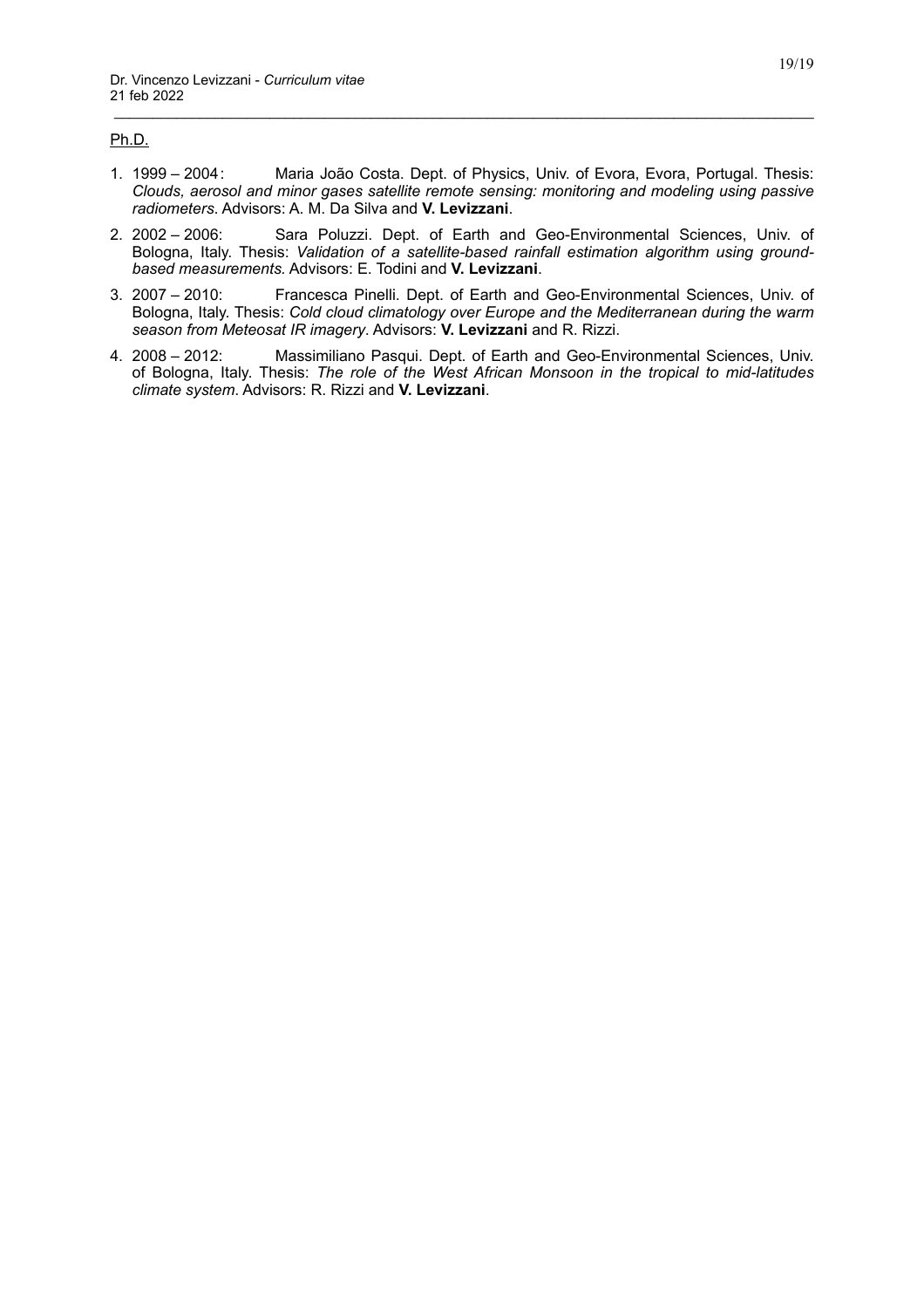Ph.D.

1. 1999 – 2004: Maria João Costa. Dept. of Physics, Univ. of Evora, Evora, Portugal. Thesis: *Clouds, aerosol and minor gases satellite remote sensing: monitoring and modeling using passive radiometers*. Advisors: A. M. Da Silva and **V. Levizzani**.
2. 2002 – 2006: Sara Poluzzi. Dept. of Earth and Geo-Environmental Sciences, Univ. of Bologna, Italy. Thesis: *Validation of a satellite-based rainfall estimation algorithm using ground-based measurements.* Advisors: E. Todini and **V. Levizzani**.
3. 2007 – 2010: Francesca Pinelli. Dept. of Earth and Geo-Environmental Sciences, Univ. of Bologna, Italy. Thesis: *Cold cloud climatology over Europe and the Mediterranean during the warm season from Meteosat IR imagery*. Advisors: **V. Levizzani** and R. Rizzi.
4. 2008 – 2012: Massimiliano Pasqui. Dept. of Earth and Geo-Environmental Sciences, Univ. of Bologna, Italy. Thesis: *The role of the West African Monsoon in the tropical to mid-latitudes climate system*. Advisors: R. Rizzi and **V. Levizzani**.